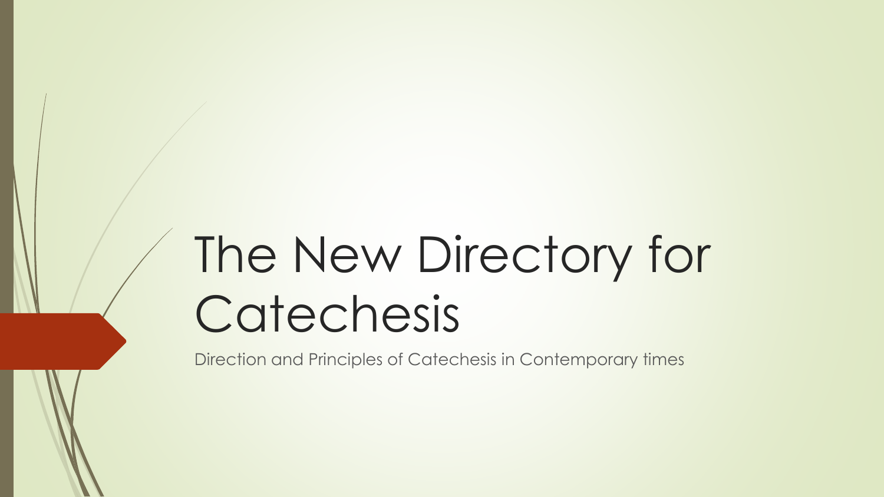# The New Directory for Catechesis

Direction and Principles of Catechesis in Contemporary times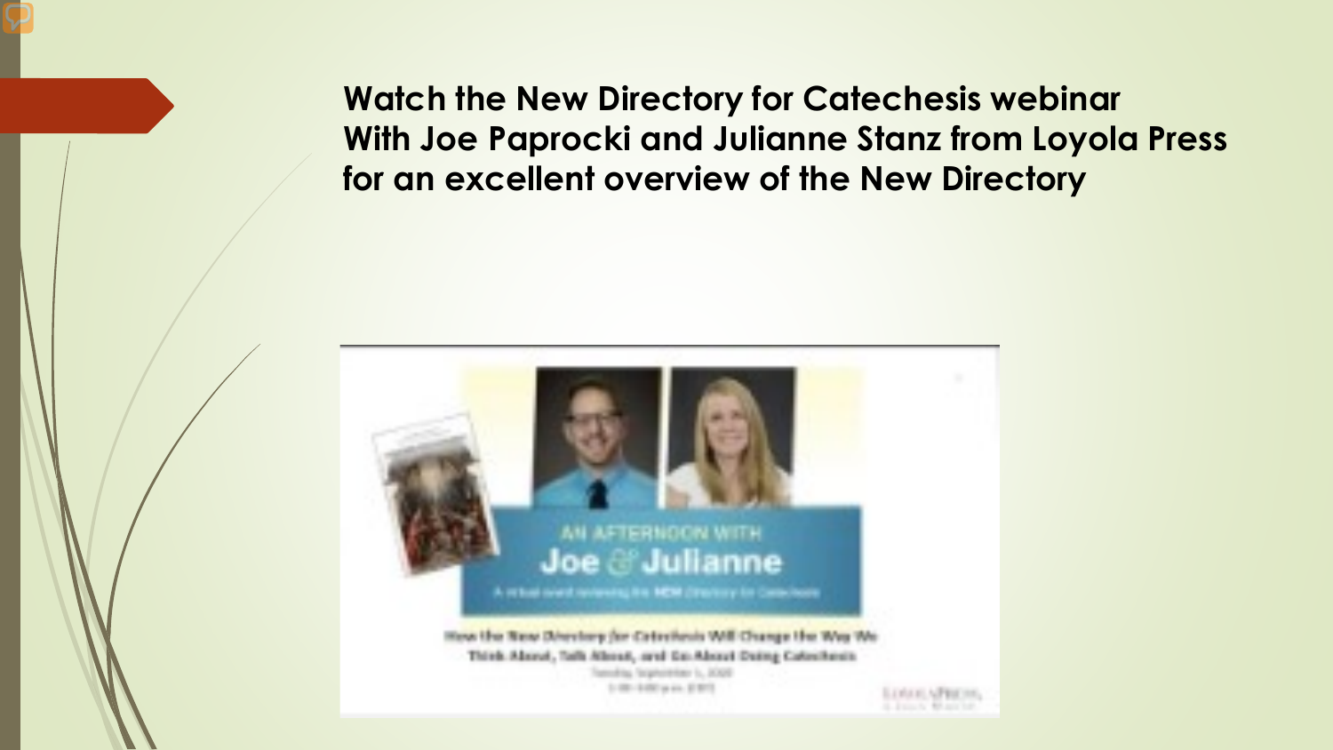**Watch the New Directory for Catechesis webinar With Joe Paprocki and Julianne Stanz from Loyola Press for an excellent overview of the New Directory**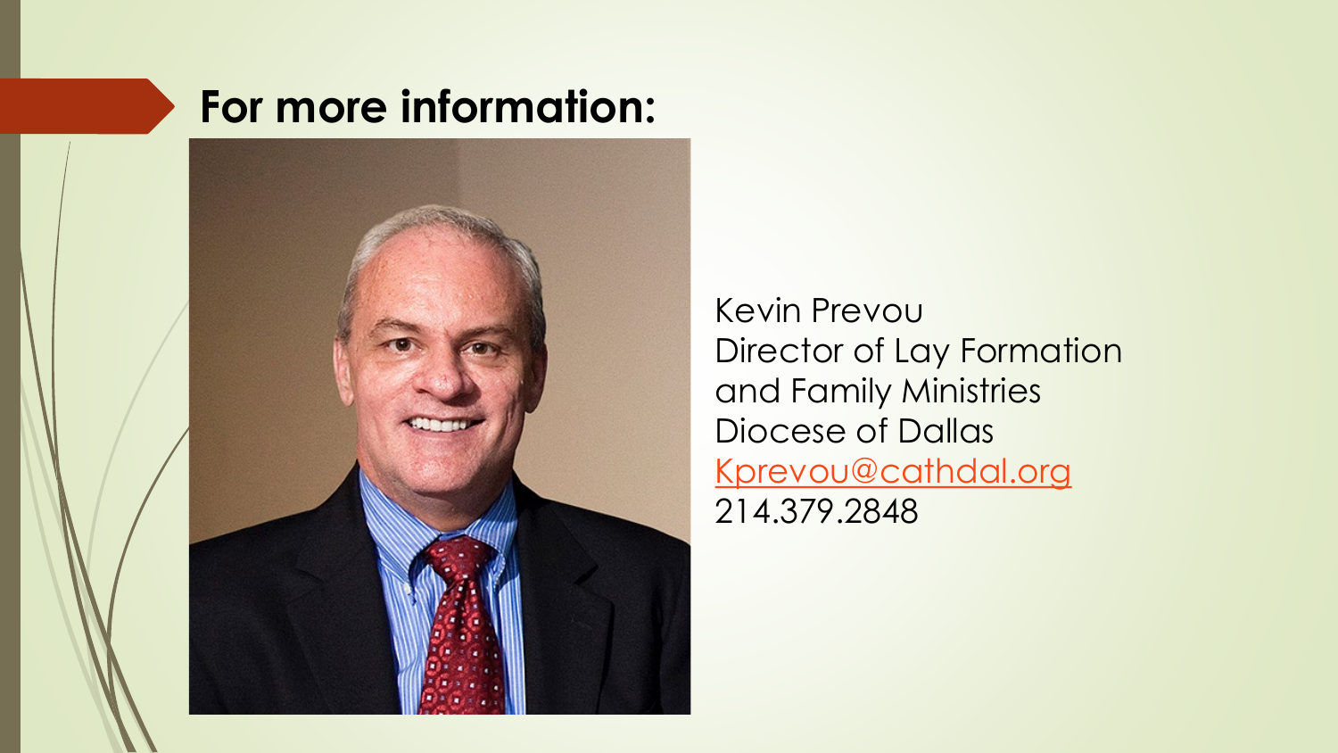## For more information:

Kevin Prevou
Director of Lay Formation
and Family Ministries
Diocese of Dallas
Kprevou@cathdal.org
214.379.2848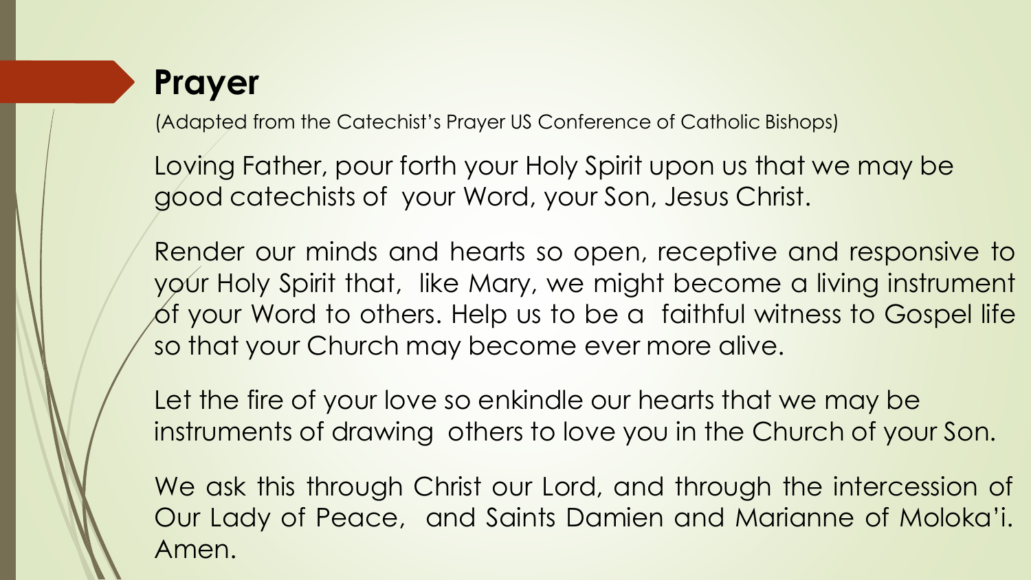# Prayer

(Adapted from the Catechist's Prayer US Conference of Catholic Bishops)

Loving Father, pour forth your Holy Spirit upon us that we may be good catechists of your Word, your Son, Jesus Christ.

Render our minds and hearts so open, receptive and responsive to your Holy Spirit that, like Mary, we might become a living instrument of your Word to others. Help us to be a faithful witness to Gospel life so that your Church may become ever more alive.

Let the fire of your love so enkindle our hearts that we may be instruments of drawing others to love you in the Church of your Son.

We ask this through Christ our Lord, and through the intercession of Our Lady of Peace, and Saints Damien and Marianne of Moloka'i. Amen.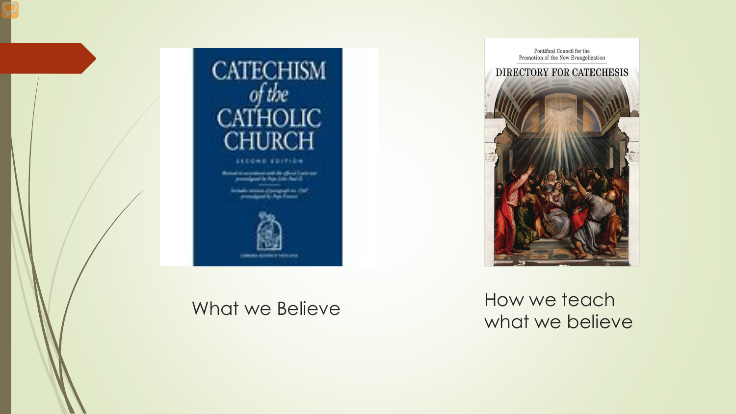CATECHISM of the CATHOLIC CHURCH

SECOND EDITION

What we Believe

Pontifical Council for the Promotion of the New Evangelization

DIRECTORY FOR CATECHESIS

How we teach what we believe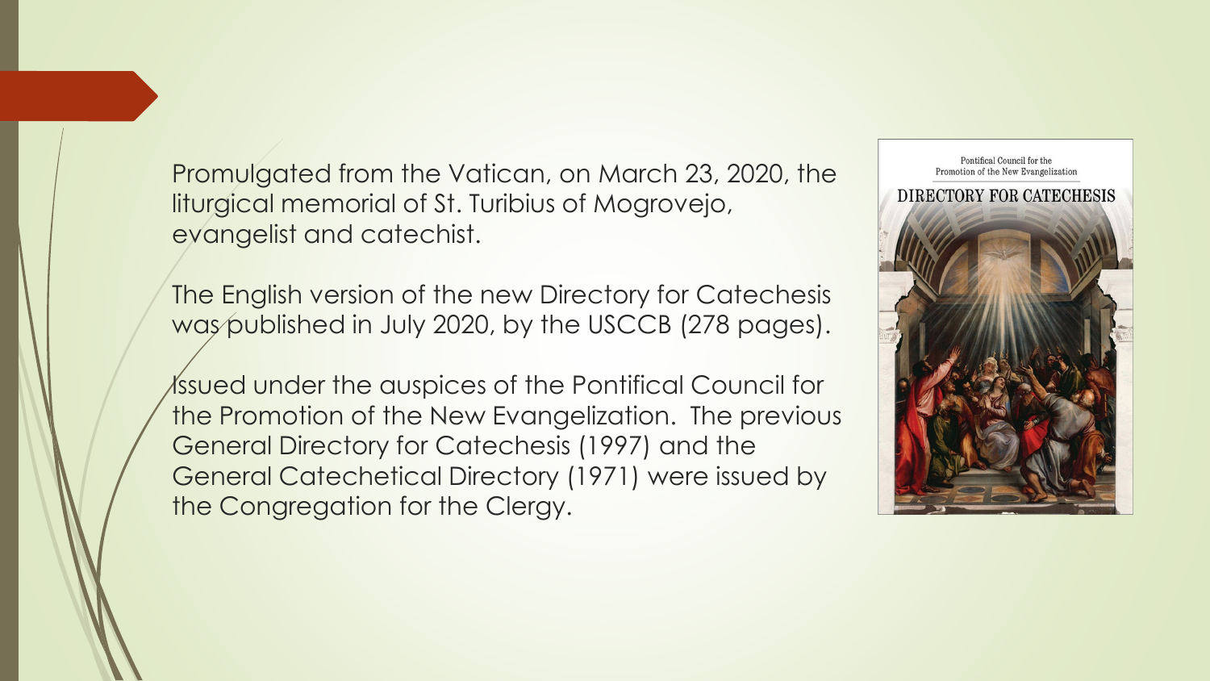Promulgated from the Vatican, on March 23, 2020, the liturgical memorial of St. Turibius of Mogrovejo, evangelist and catechist.

The English version of the new Directory for Catechesis was published in July 2020, by the USCCB (278 pages).

Issued under the auspices of the Pontifical Council for the Promotion of the New Evangelization. The previous General Directory for Catechesis (1997) and the General Catechetical Directory (1971) were issued by the Congregation for the Clergy.

Pontifical Council for the Promotion of the New Evangelization

DIRECTORY FOR CATECHESIS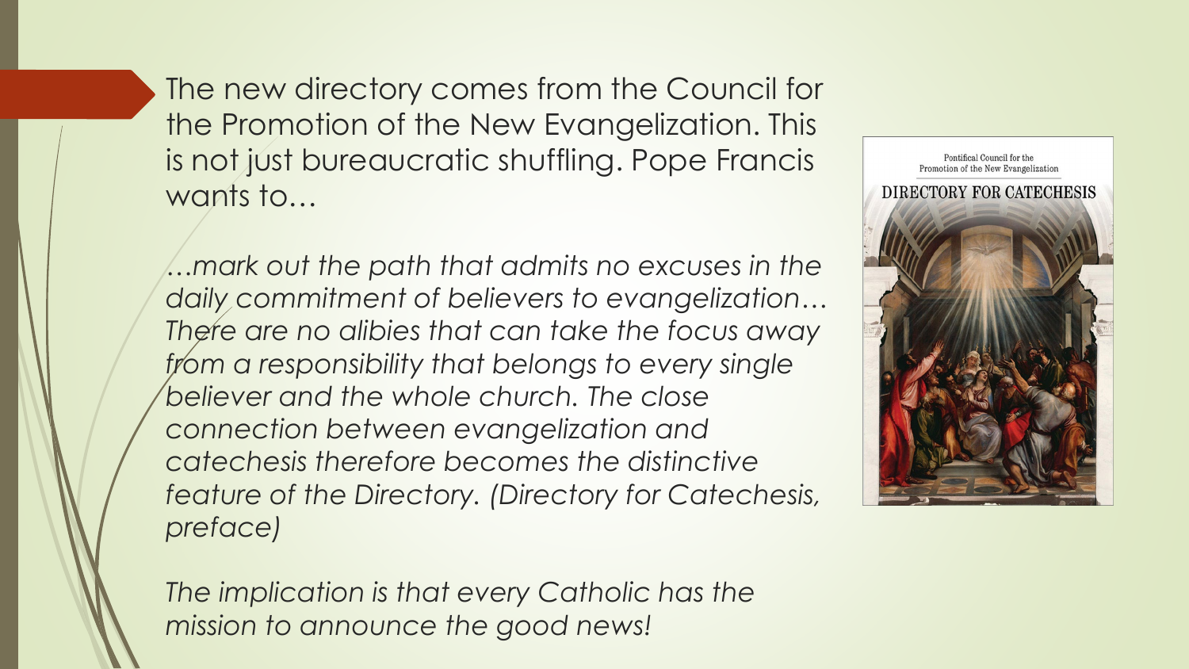The new directory comes from the Council for the Promotion of the New Evangelization. This is not just bureaucratic shuffling. Pope Francis wants to…

*…mark out the path that admits no excuses in the daily commitment of believers to evangelization… There are no alibies that can take the focus away from a responsibility that belongs to every single believer and the whole church. The close connection between evangelization and catechesis therefore becomes the distinctive feature of the Directory. (Directory for Catechesis, preface)*

*The implication is that every Catholic has the mission to announce the good news!*

Pontifical Council for the Promotion of the New Evangelization

DIRECTORY FOR CATECHESIS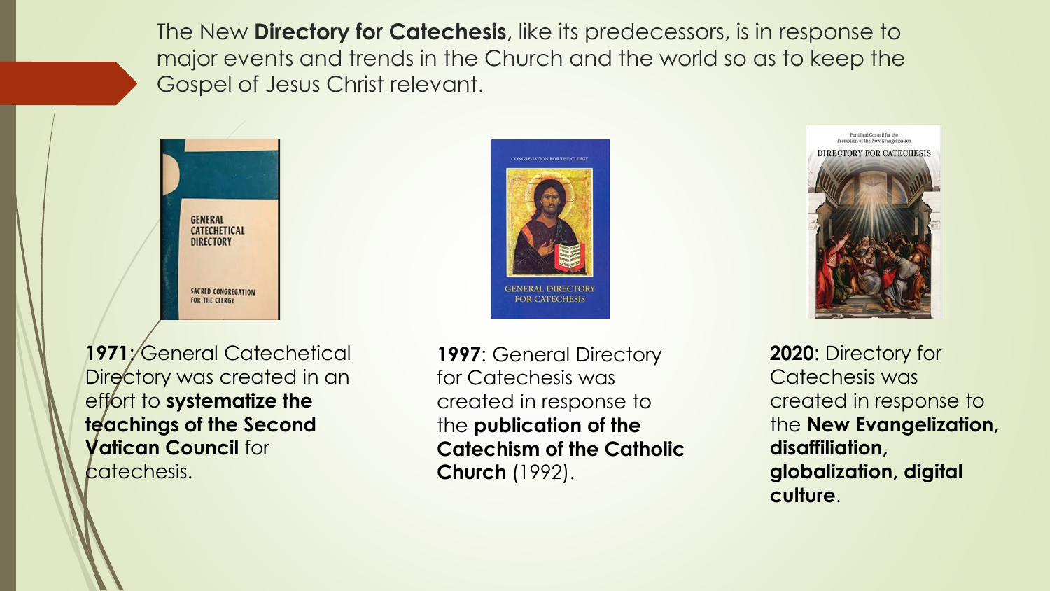The New **Directory for Catechesis**, like its predecessors, is in response to major events and trends in the Church and the world so as to keep the Gospel of Jesus Christ relevant.

**1971**: General Catechetical Directory was created in an effort to **systematize the teachings of the Second Vatican Council** for catechesis.

**1997**: General Directory for Catechesis was created in response to the **publication of the Catechism of the Catholic Church** (1992).

**2020**: Directory for Catechesis was created in response to the **New Evangelization, disaffiliation, globalization, digital culture**.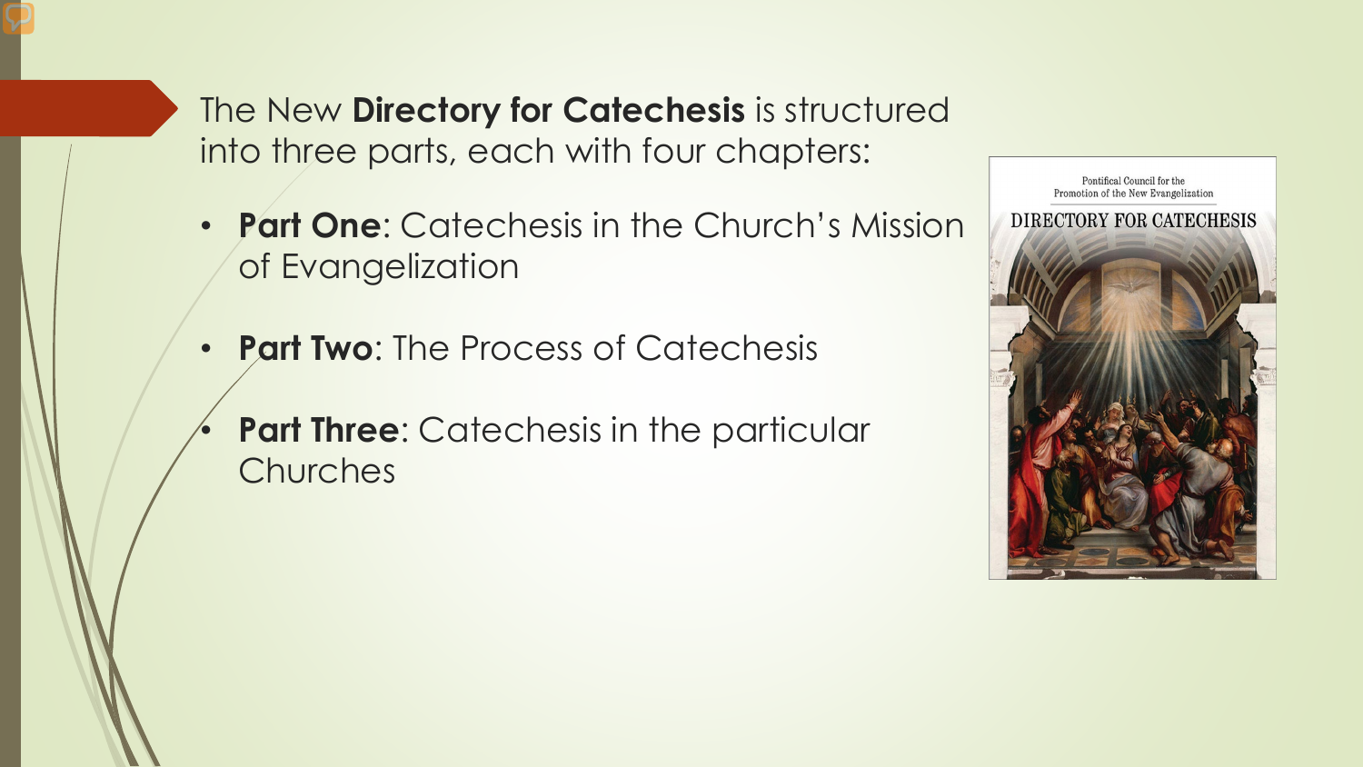The New **Directory for Catechesis** is structured into three parts, each with four chapters:

- **Part One**: Catechesis in the Church's Mission of Evangelization
- **Part Two**: The Process of Catechesis
- **Part Three**: Catechesis in the particular Churches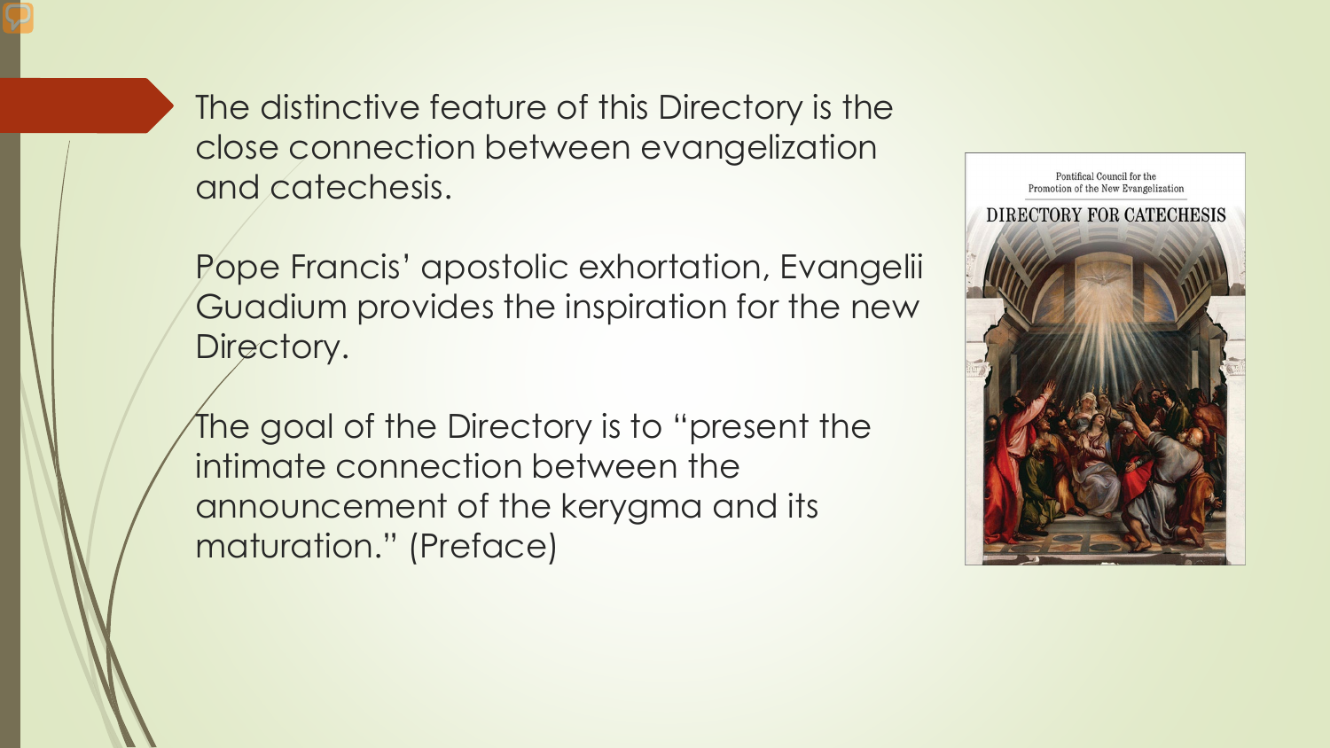The distinctive feature of this Directory is the close connection between evangelization and catechesis.

Pope Francis' apostolic exhortation, Evangelii Guadium provides the inspiration for the new Directory.

The goal of the Directory is to "present the intimate connection between the announcement of the kerygma and its maturation." (Preface)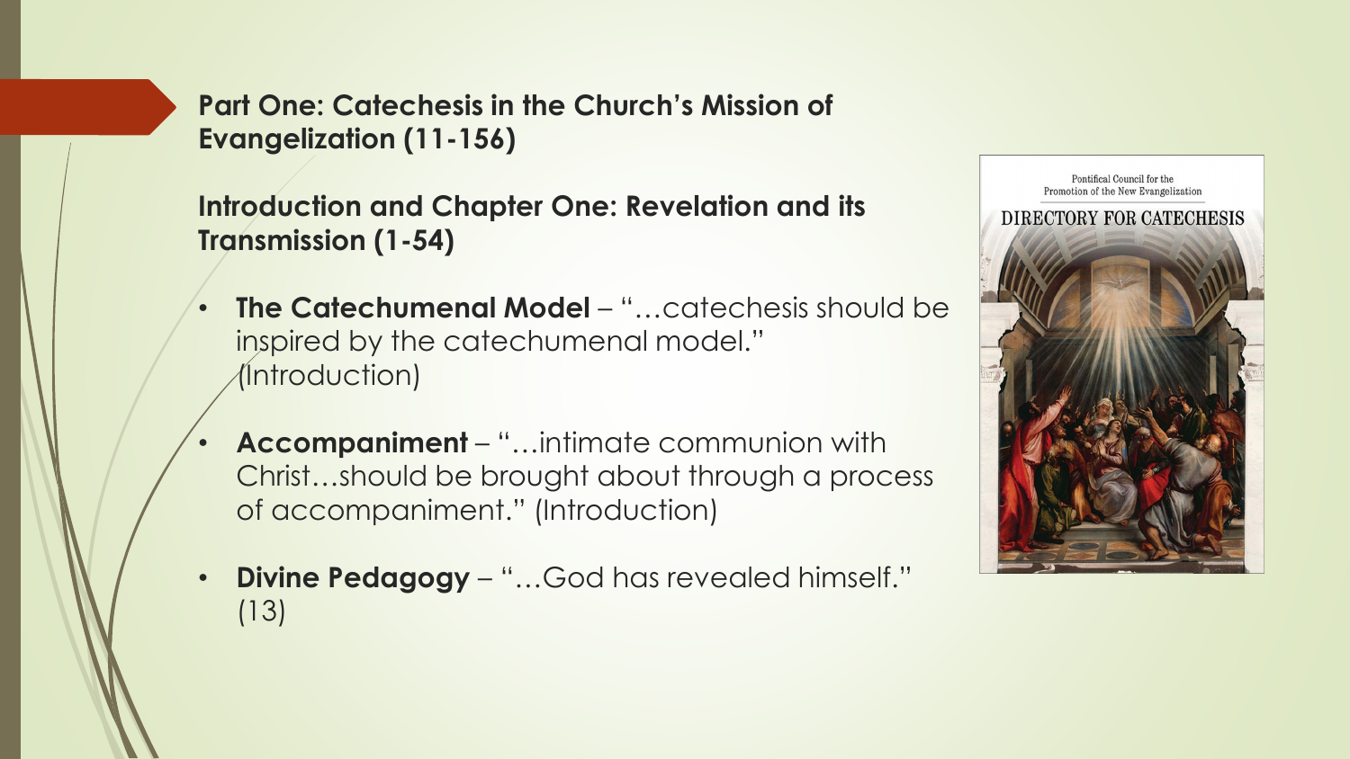## Part One: Catechesis in the Church's Mission of Evangelization (11-156)

### Introduction and Chapter One: Revelation and its Transmission (1-54)

- **The Catechumenal Model** – "…catechesis should be inspired by the catechumenal model." (Introduction)
- **Accompaniment** – "…intimate communion with Christ…should be brought about through a process of accompaniment." (Introduction)
- **Divine Pedagogy** – "…God has revealed himself." (13)

Pontifical Council for the Promotion of the New Evangelization

DIRECTORY FOR CATECHESIS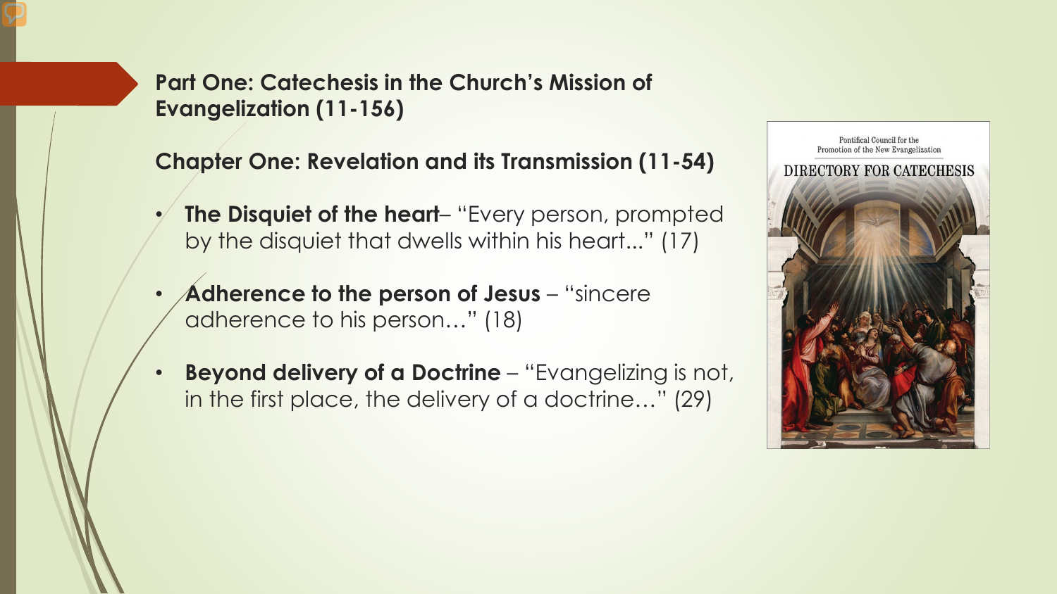## Part One: Catechesis in the Church's Mission of Evangelization (11-156)

### Chapter One: Revelation and its Transmission (11-54)

- **The Disquiet of the heart**– "Every person, prompted by the disquiet that dwells within his heart..." (17)
- **Adherence to the person of Jesus** – "sincere adherence to his person…" (18)
- **Beyond delivery of a Doctrine** – "Evangelizing is not, in the first place, the delivery of a doctrine…" (29)

Pontifical Council for the Promotion of the New Evangelization

DIRECTORY FOR CATECHESIS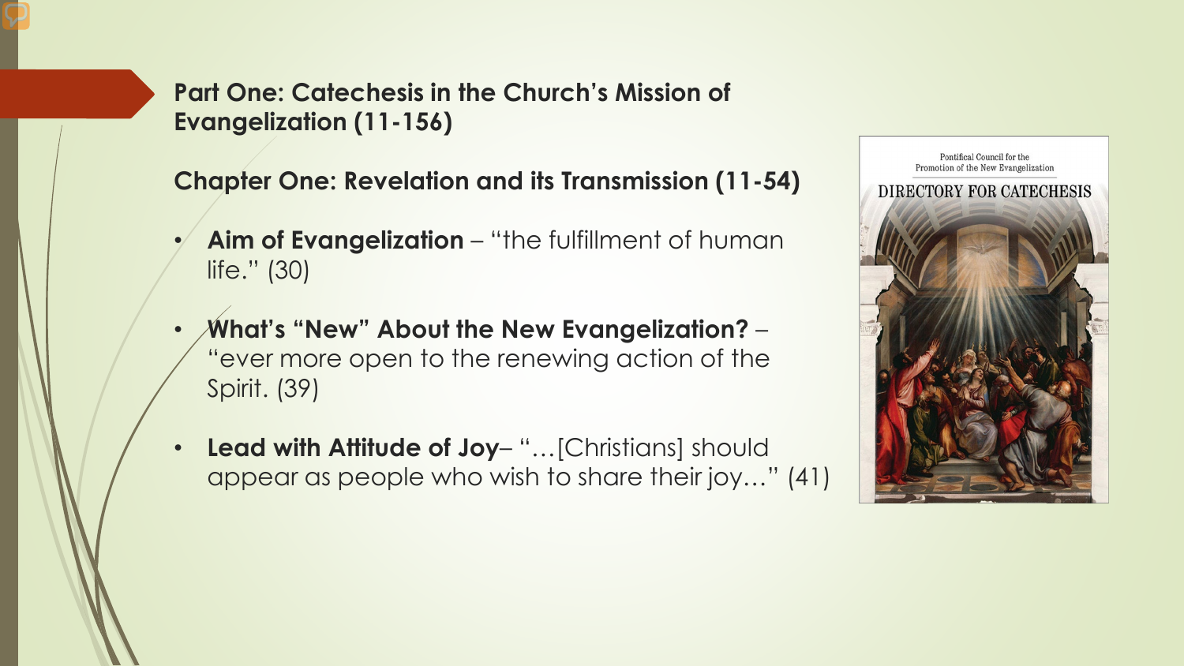## Part One: Catechesis in the Church's Mission of Evangelization (11-156)

### Chapter One: Revelation and its Transmission (11-54)

- **Aim of Evangelization** – "the fulfillment of human life." (30)
- **What's "New" About the New Evangelization?** – "ever more open to the renewing action of the Spirit. (39)
- **Lead with Attitude of Joy**– "…[Christians] should appear as people who wish to share their joy…" (41)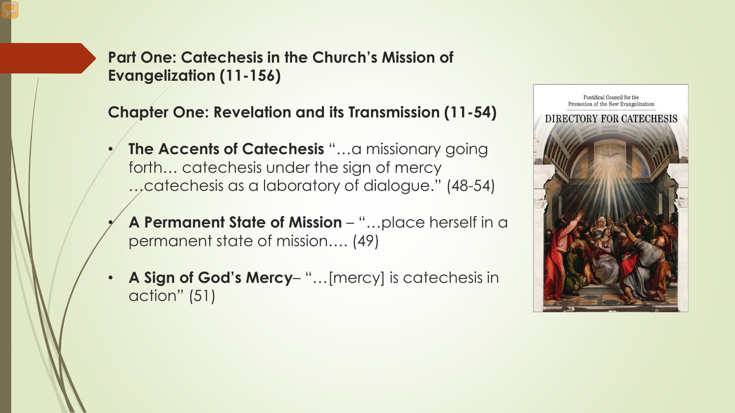## Part One: Catechesis in the Church's Mission of Evangelization (11-156)

### Chapter One: Revelation and its Transmission (11-54)

- **The Accents of Catechesis** "…a missionary going forth… catechesis under the sign of mercy …catechesis as a laboratory of dialogue." (48-54)
- **A Permanent State of Mission** – "…place herself in a permanent state of mission…. (49)
- **A Sign of God's Mercy**– "…[mercy] is catechesis in action" (51)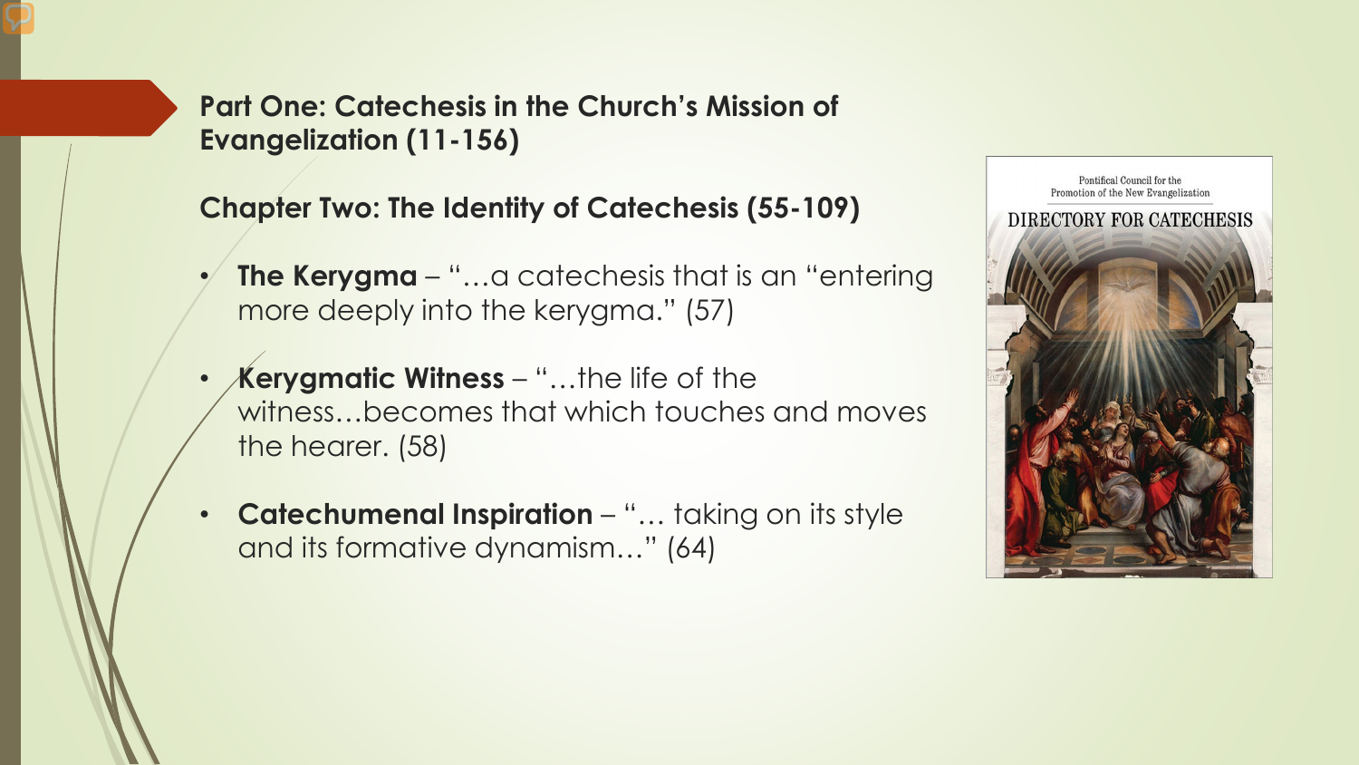## Part One: Catechesis in the Church's Mission of Evangelization (11-156)

### Chapter Two: The Identity of Catechesis (55-109)

- **The Kerygma** – "…a catechesis that is an "entering more deeply into the kerygma." (57)
- **Kerygmatic Witness** – "…the life of the witness…becomes that which touches and moves the hearer. (58)
- **Catechumenal Inspiration** – "… taking on its style and its formative dynamism…" (64)

Pontifical Council for the Promotion of the New Evangelization

DIRECTORY FOR CATECHESIS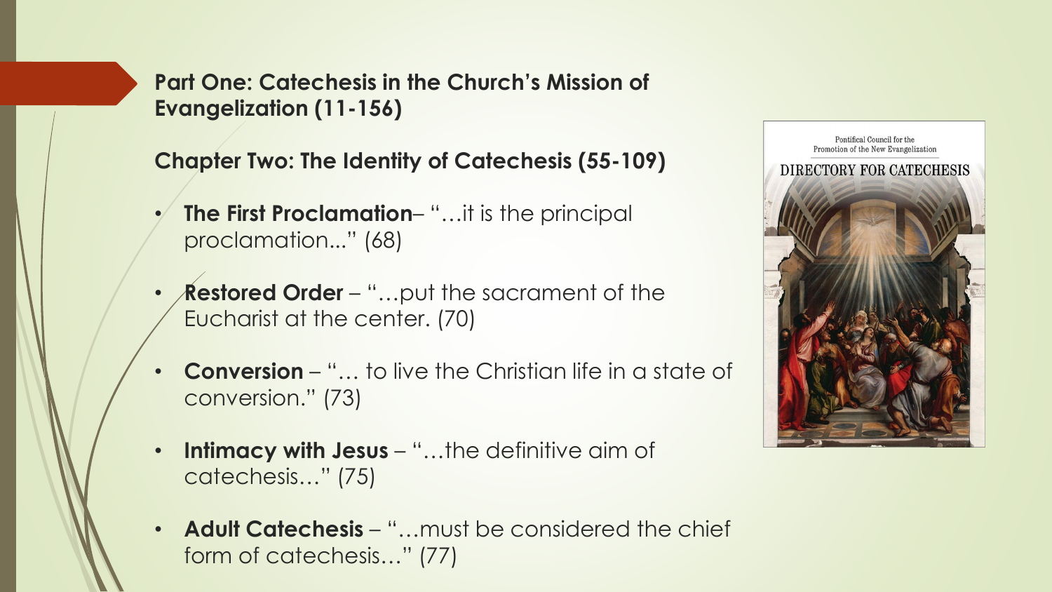**Part One: Catechesis in the Church's Mission of Evangelization (11-156)**

**Chapter Two: The Identity of Catechesis (55-109)**

- **The First Proclamation**– "…it is the principal proclamation..." (68)
- **Restored Order** – "…put the sacrament of the Eucharist at the center. (70)
- **Conversion** – "… to live the Christian life in a state of conversion." (73)
- **Intimacy with Jesus** – "…the definitive aim of catechesis…" (75)
- **Adult Catechesis** – "…must be considered the chief form of catechesis…" (77)

Pontifical Council for the Promotion of the New Evangelization

DIRECTORY FOR CATECHESIS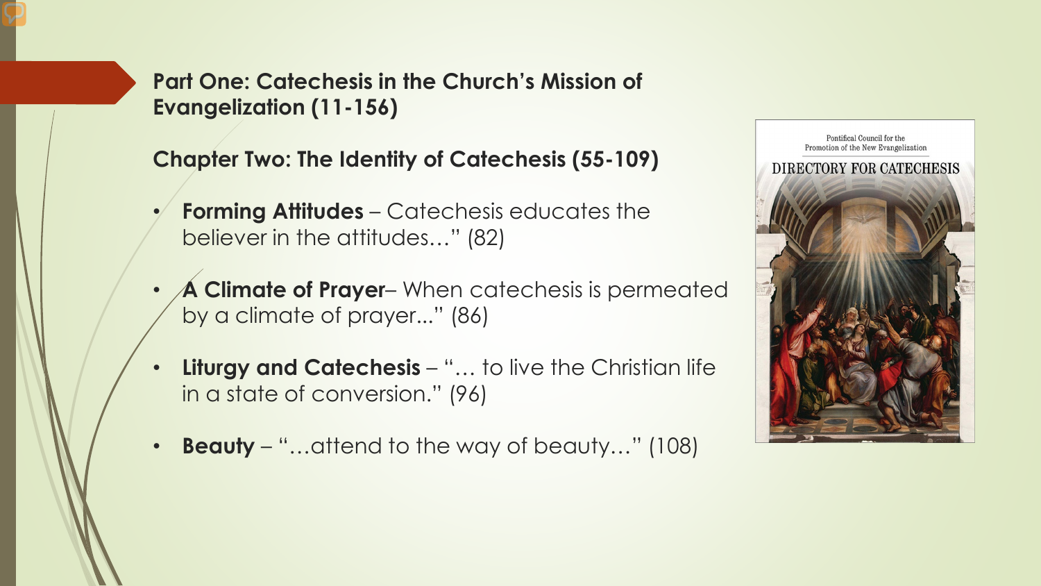**Part One: Catechesis in the Church's Mission of Evangelization (11-156)**

**Chapter Two: The Identity of Catechesis (55-109)**

- **Forming Attitudes** – Catechesis educates the believer in the attitudes…" (82)
- **A Climate of Prayer**– When catechesis is permeated by a climate of prayer..." (86)
- **Liturgy and Catechesis** – "… to live the Christian life in a state of conversion." (96)
- **Beauty** – "…attend to the way of beauty…" (108)

Pontifical Council for the Promotion of the New Evangelization

DIRECTORY FOR CATECHESIS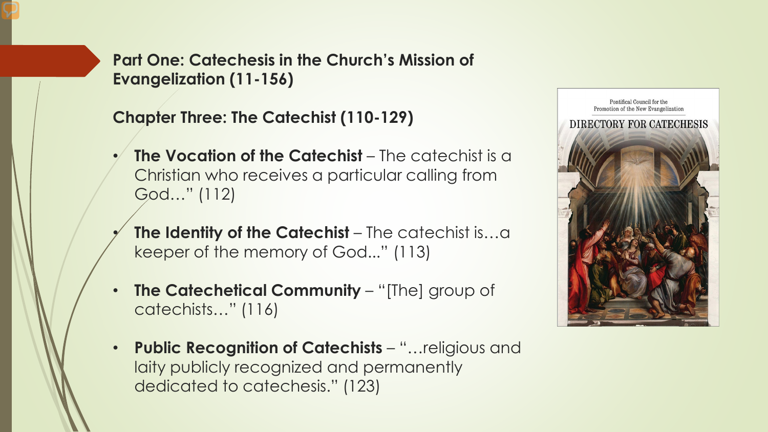## Part One: Catechesis in the Church's Mission of Evangelization (11-156)

### Chapter Three: The Catechist (110-129)

- **The Vocation of the Catechist** – The catechist is a Christian who receives a particular calling from God…" (112)
- **The Identity of the Catechist** – The catechist is…a keeper of the memory of God..." (113)
- **The Catechetical Community** – "[The] group of catechists…" (116)
- **Public Recognition of Catechists** – "…religious and laity publicly recognized and permanently dedicated to catechesis." (123)

Pontifical Council for the Promotion of the New Evangelization

DIRECTORY FOR CATECHESIS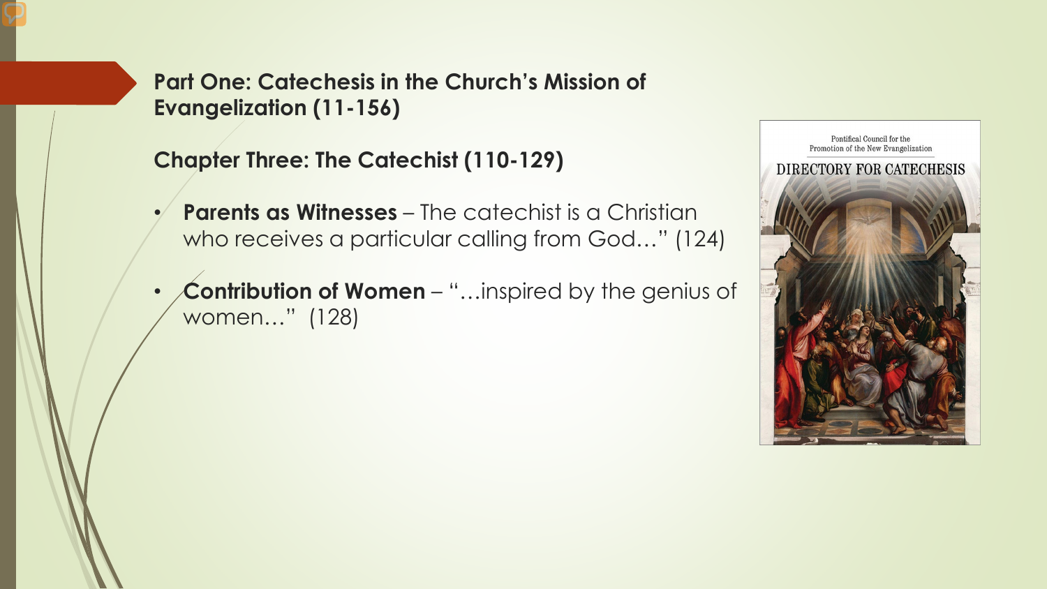**Part One: Catechesis in the Church's Mission of Evangelization (11-156)**

**Chapter Three: The Catechist (110-129)**

- **Parents as Witnesses** – The catechist is a Christian who receives a particular calling from God…" (124)
- **Contribution of Women** – "…inspired by the genius of women…" (128)

Pontifical Council for the Promotion of the New Evangelization

DIRECTORY FOR CATECHESIS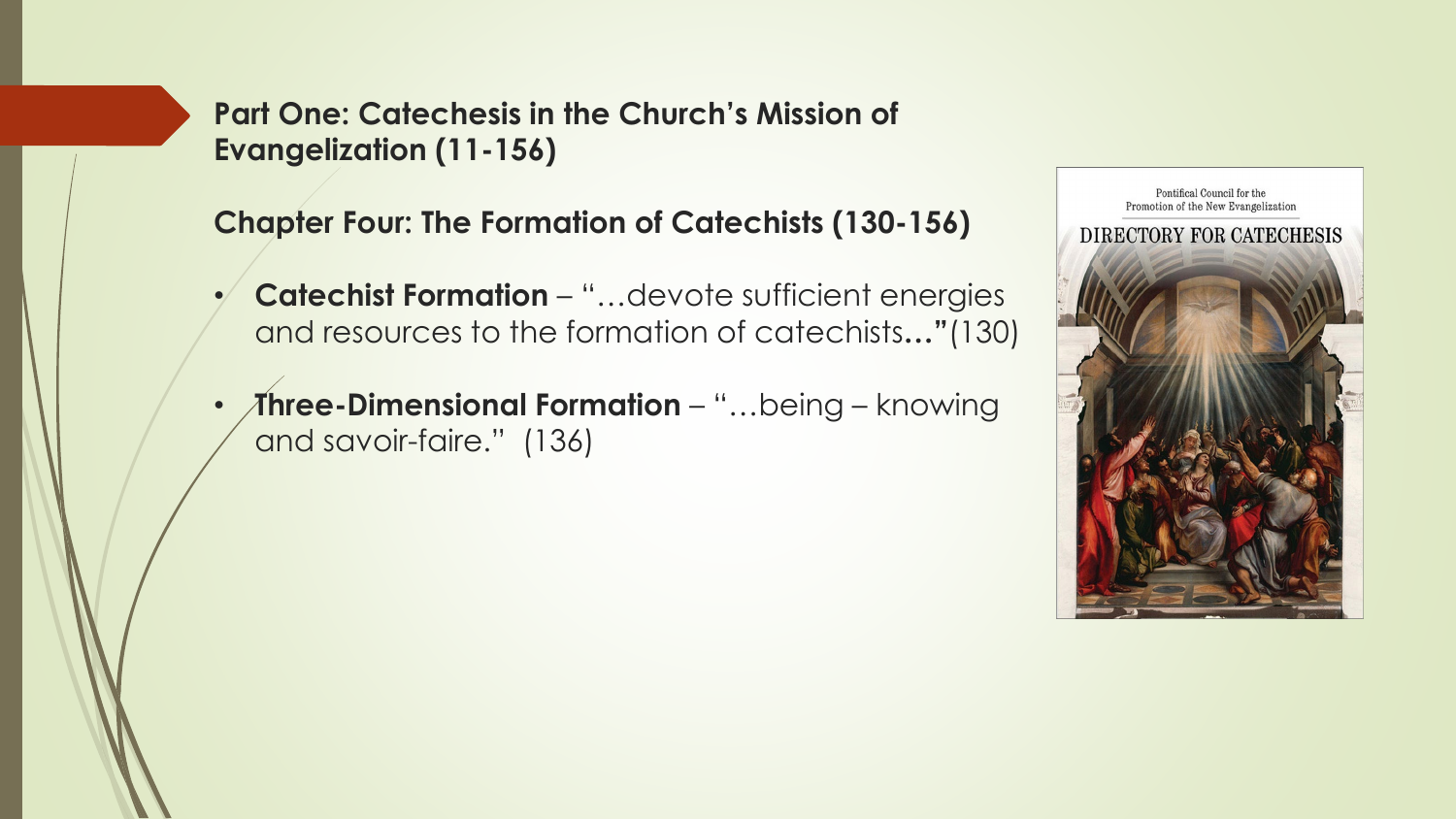## Part One: Catechesis in the Church's Mission of Evangelization (11-156)

### Chapter Four: The Formation of Catechists (130-156)

- **Catechist Formation** – "…devote sufficient energies and resources to the formation of catechists…"(130)
- **Three-Dimensional Formation** – "…being – knowing and savoir-faire." (136)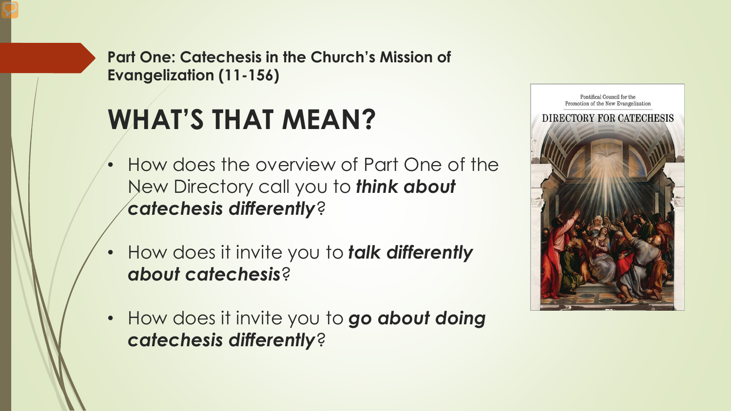**Part One: Catechesis in the Church's Mission of Evangelization (11-156)**

# WHAT'S THAT MEAN?

- How does the overview of Part One of the New Directory call you to ***think about catechesis differently***?
- How does it invite you to ***talk differently about catechesis***?
- How does it invite you to ***go about doing catechesis differently***?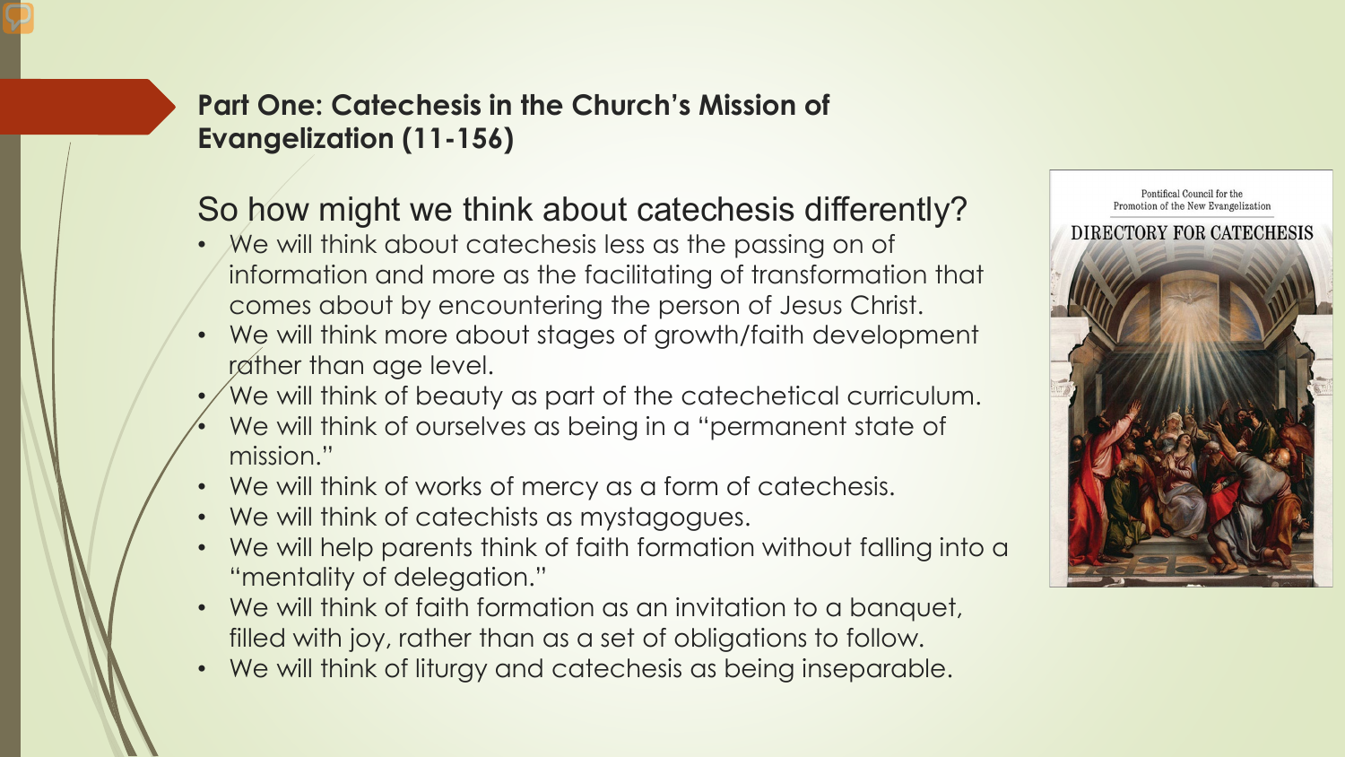## Part One: Catechesis in the Church's Mission of Evangelization (11-156)

### So how might we think about catechesis differently?

- We will think about catechesis less as the passing on of information and more as the facilitating of transformation that comes about by encountering the person of Jesus Christ.
- We will think more about stages of growth/faith development rather than age level.
- We will think of beauty as part of the catechetical curriculum.
- We will think of ourselves as being in a "permanent state of mission."
- We will think of works of mercy as a form of catechesis.
- We will think of catechists as mystagogues.
- We will help parents think of faith formation without falling into a "mentality of delegation."
- We will think of faith formation as an invitation to a banquet, filled with joy, rather than as a set of obligations to follow.
- We will think of liturgy and catechesis as being inseparable.

Pontifical Council for the Promotion of the New Evangelization

DIRECTORY FOR CATECHESIS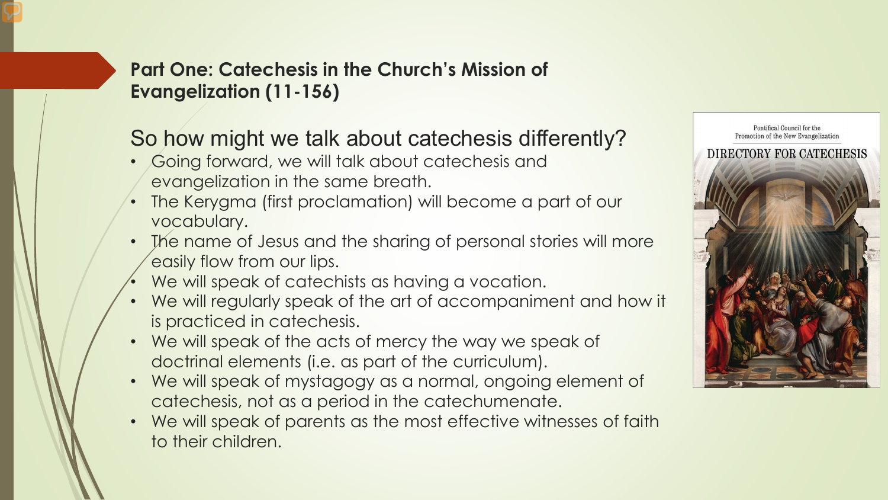## Part One: Catechesis in the Church's Mission of Evangelization (11-156)

### So how might we talk about catechesis differently?

- Going forward, we will talk about catechesis and evangelization in the same breath.
- The Kerygma (first proclamation) will become a part of our vocabulary.
- The name of Jesus and the sharing of personal stories will more easily flow from our lips.
- We will speak of catechists as having a vocation.
- We will regularly speak of the art of accompaniment and how it is practiced in catechesis.
- We will speak of the acts of mercy the way we speak of doctrinal elements (i.e. as part of the curriculum).
- We will speak of mystagogy as a normal, ongoing element of catechesis, not as a period in the catechumenate.
- We will speak of parents as the most effective witnesses of faith to their children.

Pontifical Council for the Promotion of the New Evangelization

DIRECTORY FOR CATECHESIS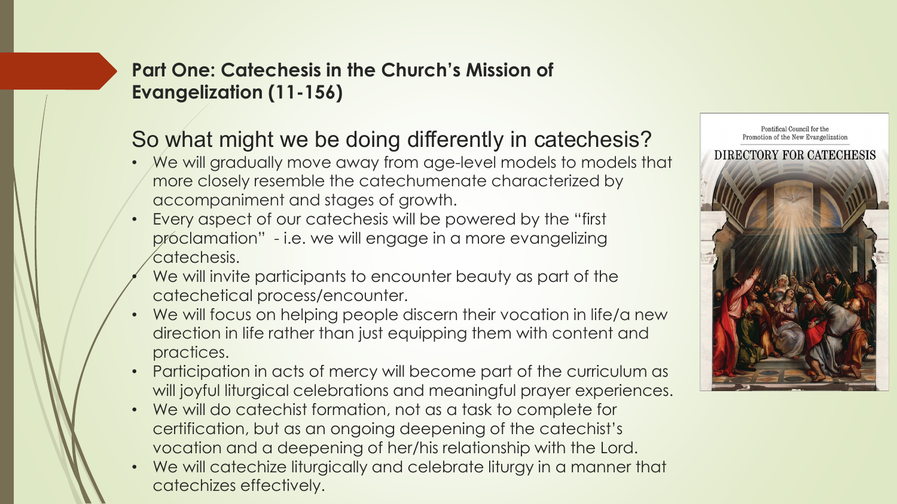## Part One: Catechesis in the Church's Mission of Evangelization (11-156)

### So what might we be doing differently in catechesis?

- We will gradually move away from age-level models to models that more closely resemble the catechumenate characterized by accompaniment and stages of growth.
- Every aspect of our catechesis will be powered by the "first proclamation" - i.e. we will engage in a more evangelizing catechesis.
- We will invite participants to encounter beauty as part of the catechetical process/encounter.
- We will focus on helping people discern their vocation in life/a new direction in life rather than just equipping them with content and practices.
- Participation in acts of mercy will become part of the curriculum as will joyful liturgical celebrations and meaningful prayer experiences.
- We will do catechist formation, not as a task to complete for certification, but as an ongoing deepening of the catechist's vocation and a deepening of her/his relationship with the Lord.
- We will catechize liturgically and celebrate liturgy in a manner that catechizes effectively.

Pontifical Council for the Promotion of the New Evangelization

DIRECTORY FOR CATECHESIS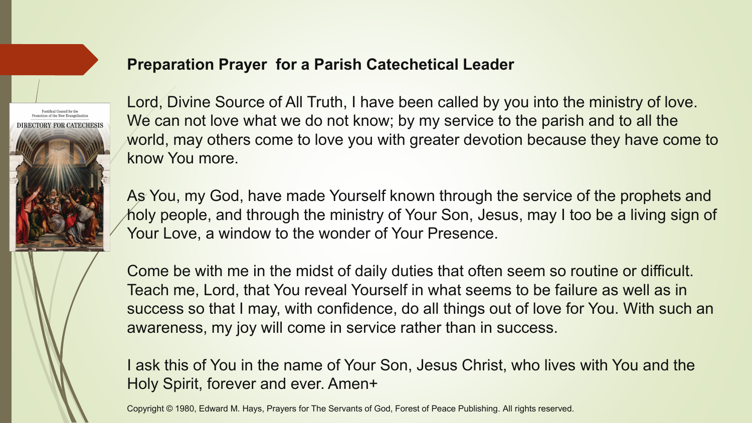## Preparation Prayer for a Parish Catechetical Leader

Lord, Divine Source of All Truth, I have been called by you into the ministry of love. We can not love what we do not know; by my service to the parish and to all the world, may others come to love you with greater devotion because they have come to know You more.

As You, my God, have made Yourself known through the service of the prophets and holy people, and through the ministry of Your Son, Jesus, may I too be a living sign of Your Love, a window to the wonder of Your Presence.

Come be with me in the midst of daily duties that often seem so routine or difficult. Teach me, Lord, that You reveal Yourself in what seems to be failure as well as in success so that I may, with confidence, do all things out of love for You. With such an awareness, my joy will come in service rather than in success.

I ask this of You in the name of Your Son, Jesus Christ, who lives with You and the Holy Spirit, forever and ever. Amen+

Copyright © 1980, Edward M. Hays, Prayers for The Servants of God, Forest of Peace Publishing. All rights reserved.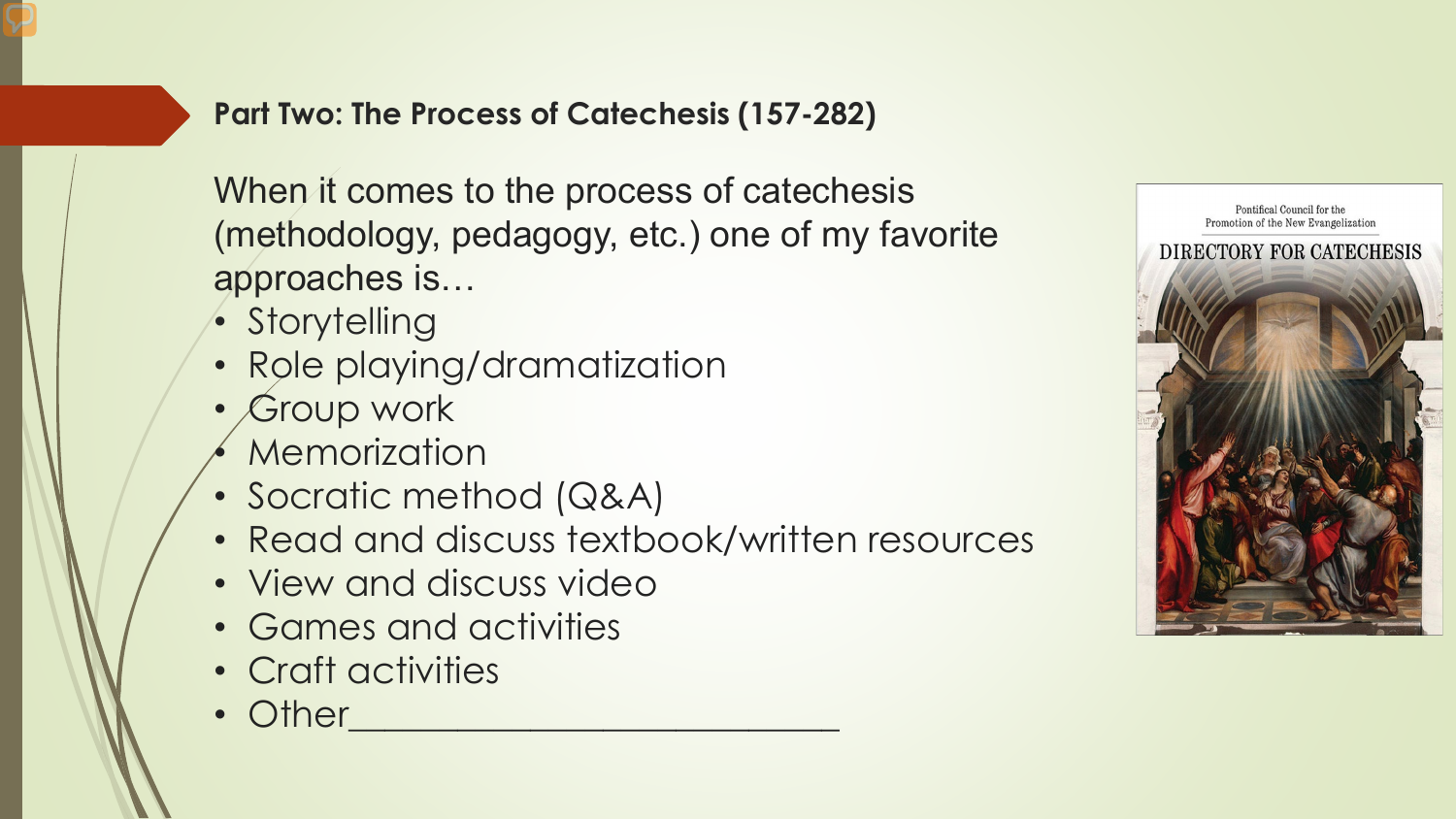## Part Two: The Process of Catechesis (157-282)

When it comes to the process of catechesis (methodology, pedagogy, etc.) one of my favorite approaches is…

- Storytelling
- Role playing/dramatization
- Group work
- Memorization
- Socratic method (Q&A)
- Read and discuss textbook/written resources
- View and discuss video
- Games and activities
- Craft activities
- Other_________________________

Pontifical Council for the Promotion of the New Evangelization

DIRECTORY FOR CATECHESIS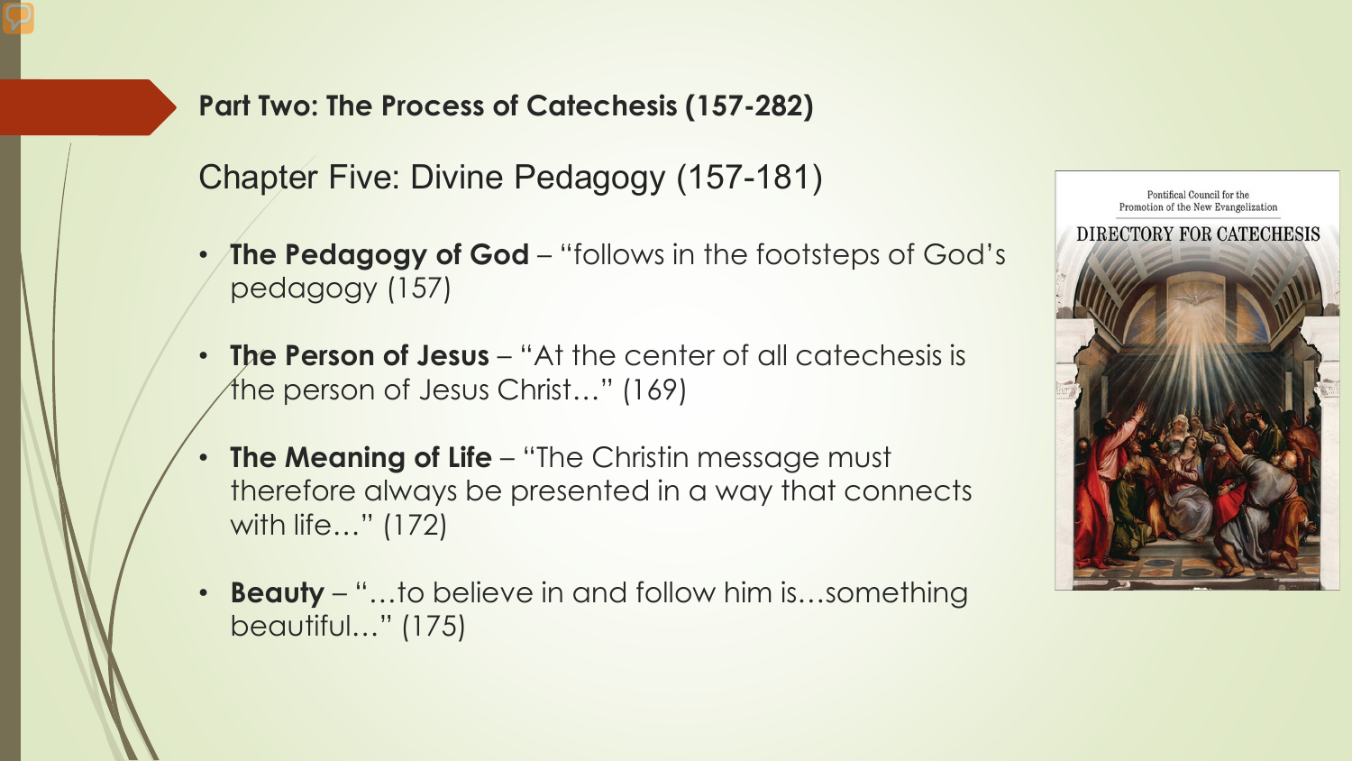## Part Two: The Process of Catechesis (157-282)

### Chapter Five: Divine Pedagogy (157-181)

- **The Pedagogy of God** – "follows in the footsteps of God's pedagogy (157)
- **The Person of Jesus** – "At the center of all catechesis is the person of Jesus Christ…" (169)
- **The Meaning of Life** – "The Christin message must therefore always be presented in a way that connects with life…" (172)
- **Beauty** – "…to believe in and follow him is…something beautiful…" (175)

Pontifical Council for the Promotion of the New Evangelization

DIRECTORY FOR CATECHESIS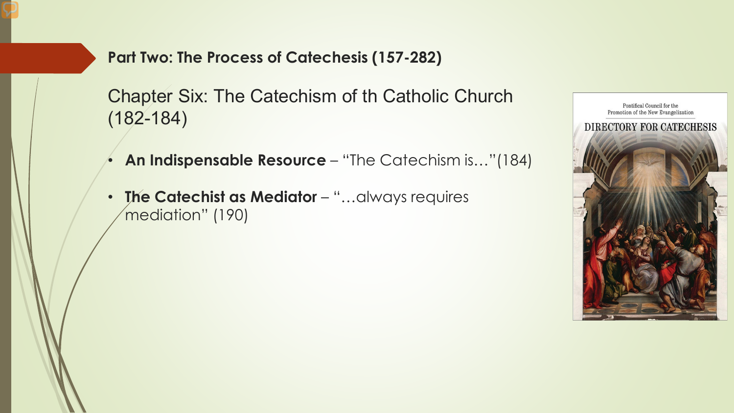## Part Two: The Process of Catechesis (157-282)

### Chapter Six: The Catechism of th Catholic Church (182-184)

- **An Indispensable Resource** – "The Catechism is…"(184)
- **The Catechist as Mediator** – "…always requires mediation" (190)

Pontifical Council for the Promotion of the New Evangelization

DIRECTORY FOR CATECHESIS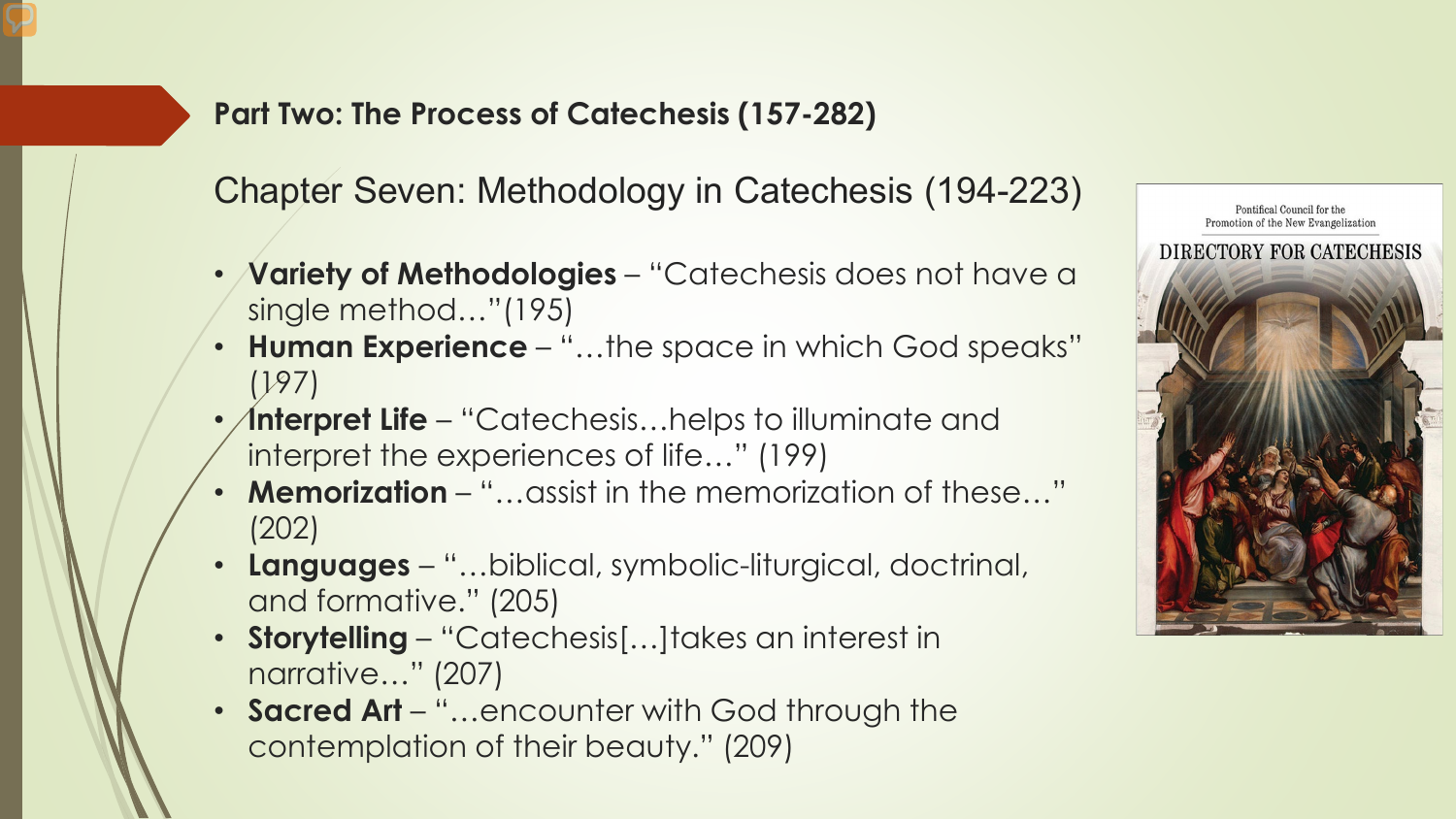## Part Two: The Process of Catechesis (157-282)

### Chapter Seven: Methodology in Catechesis (194-223)

- **Variety of Methodologies** – "Catechesis does not have a single method…"(195)
- **Human Experience** – "…the space in which God speaks" (197)
- **Interpret Life** – "Catechesis…helps to illuminate and interpret the experiences of life…" (199)
- **Memorization** – "…assist in the memorization of these…" (202)
- **Languages** – "…biblical, symbolic-liturgical, doctrinal, and formative." (205)
- **Storytelling** – "Catechesis[…]takes an interest in narrative…" (207)
- **Sacred Art** – "…encounter with God through the contemplation of their beauty." (209)

Pontifical Council for the Promotion of the New Evangelization

DIRECTORY FOR CATECHESIS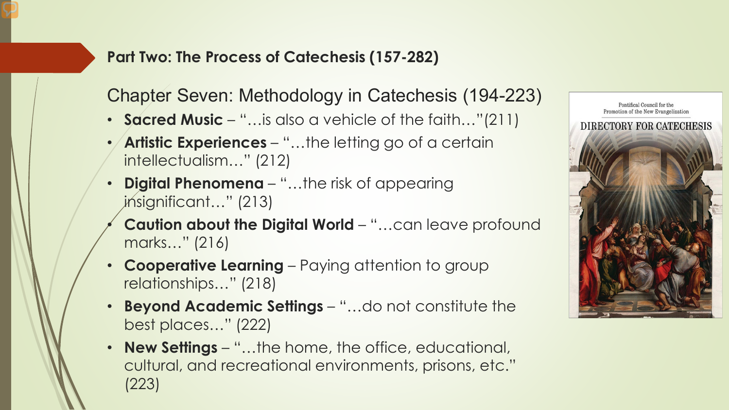## Part Two: The Process of Catechesis (157-282)

### Chapter Seven: Methodology in Catechesis (194-223)

- **Sacred Music** – "…is also a vehicle of the faith…"(211)
- **Artistic Experiences** – "…the letting go of a certain intellectualism…" (212)
- **Digital Phenomena** – "…the risk of appearing insignificant…" (213)
- **Caution about the Digital World** – "…can leave profound marks…" (216)
- **Cooperative Learning** – Paying attention to group relationships…" (218)
- **Beyond Academic Settings** – "…do not constitute the best places…" (222)
- **New Settings** – "…the home, the office, educational, cultural, and recreational environments, prisons, etc." (223)

Pontifical Council for the Promotion of the New Evangelization

DIRECTORY FOR CATECHESIS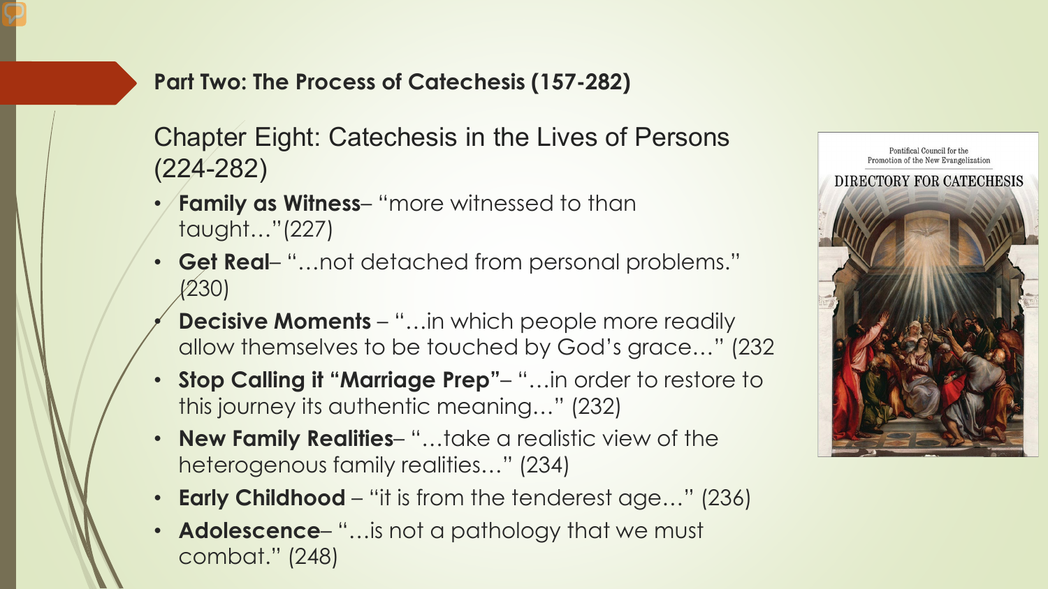## Part Two: The Process of Catechesis (157-282)

### Chapter Eight: Catechesis in the Lives of Persons (224-282)

- **Family as Witness**– "more witnessed to than taught…"(227)
- **Get Real**– "…not detached from personal problems." (230)
- **Decisive Moments** – "…in which people more readily allow themselves to be touched by God's grace…" (232
- **Stop Calling it "Marriage Prep"**– "…in order to restore to this journey its authentic meaning…" (232)
- **New Family Realities**– "…take a realistic view of the heterogenous family realities…" (234)
- **Early Childhood** – "it is from the tenderest age…" (236)
- **Adolescence**– "…is not a pathology that we must combat." (248)

Pontifical Council for the Promotion of the New Evangelization

DIRECTORY FOR CATECHESIS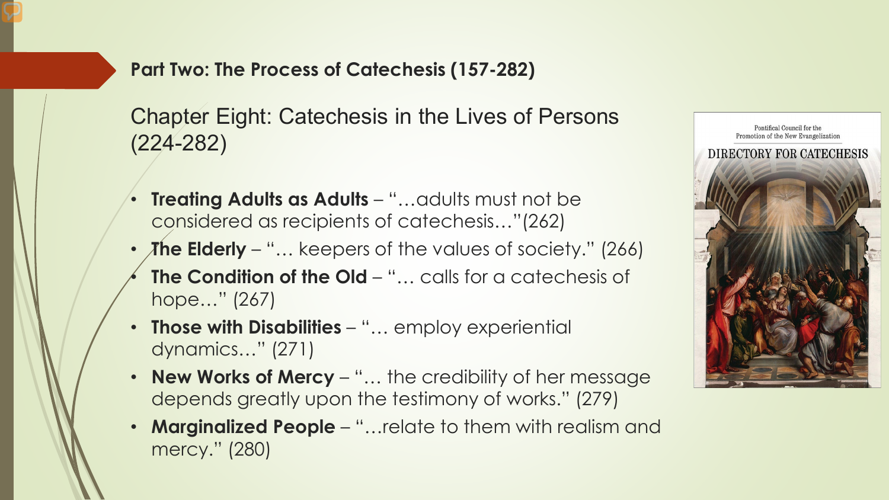## Part Two: The Process of Catechesis (157-282)

### Chapter Eight: Catechesis in the Lives of Persons (224-282)

- **Treating Adults as Adults** – "…adults must not be considered as recipients of catechesis…"(262)
- **The Elderly** – "… keepers of the values of society." (266)
- **The Condition of the Old** – "… calls for a catechesis of hope…" (267)
- **Those with Disabilities** – "… employ experiential dynamics…" (271)
- **New Works of Mercy** – "… the credibility of her message depends greatly upon the testimony of works." (279)
- **Marginalized People** – "…relate to them with realism and mercy." (280)

Pontifical Council for the Promotion of the New Evangelization

DIRECTORY FOR CATECHESIS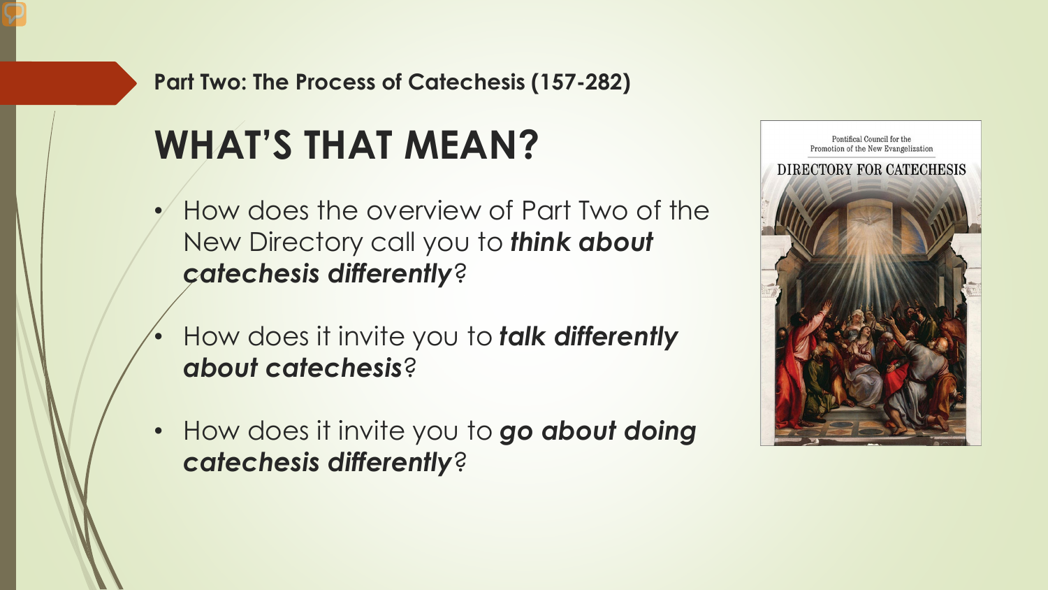**Part Two: The Process of Catechesis (157-282)**

# WHAT'S THAT MEAN?

- How does the overview of Part Two of the New Directory call you to ***think about catechesis differently***?
- How does it invite you to ***talk differently about catechesis***?
- How does it invite you to ***go about doing catechesis differently***?

Pontifical Council for the Promotion of the New Evangelization

DIRECTORY FOR CATECHESIS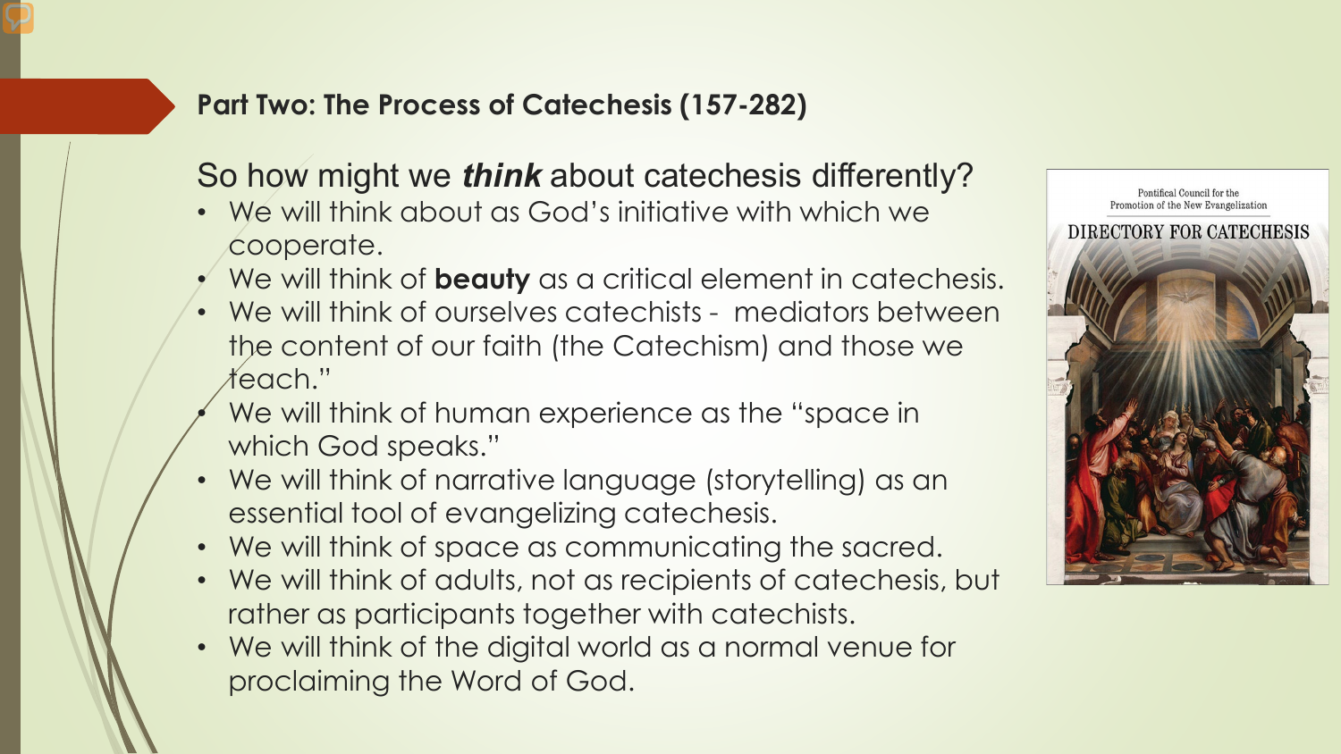## Part Two: The Process of Catechesis (157-282)

### So how might we ***think*** about catechesis differently?

- We will think about as God's initiative with which we cooperate.
- We will think of **beauty** as a critical element in catechesis.
- We will think of ourselves catechists - mediators between the content of our faith (the Catechism) and those we teach."
- We will think of human experience as the "space in which God speaks."
- We will think of narrative language (storytelling) as an essential tool of evangelizing catechesis.
- We will think of space as communicating the sacred.
- We will think of adults, not as recipients of catechesis, but rather as participants together with catechists.
- We will think of the digital world as a normal venue for proclaiming the Word of God.

Pontifical Council for the Promotion of the New Evangelization

DIRECTORY FOR CATECHESIS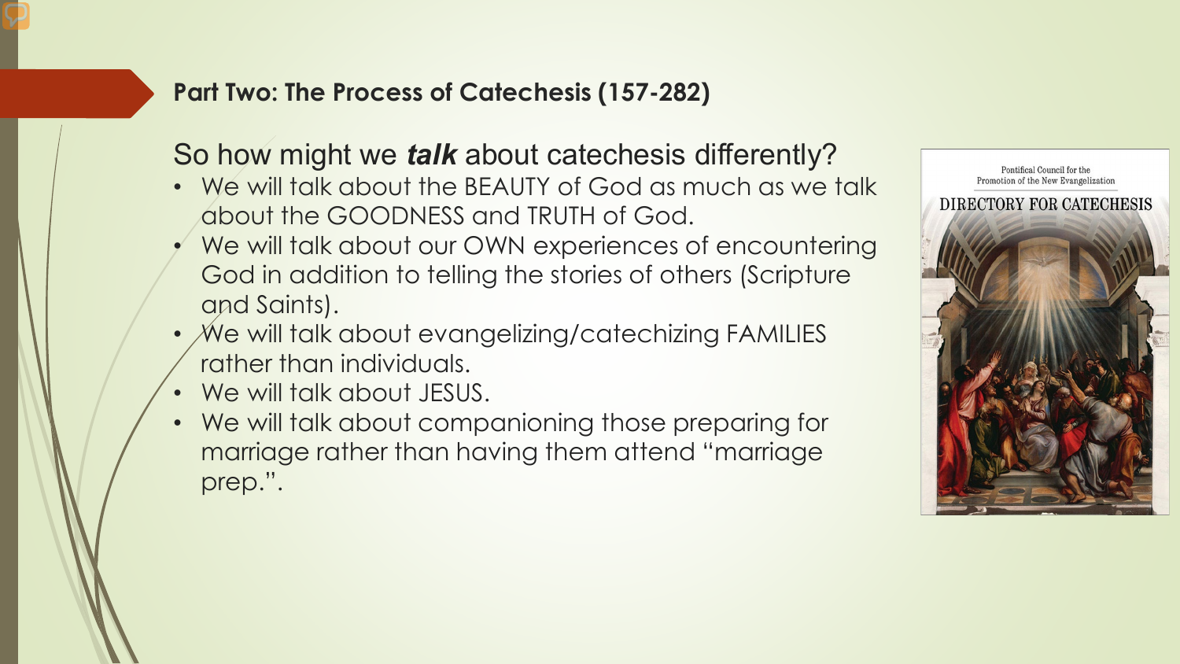## Part Two: The Process of Catechesis (157-282)

### So how might we ***talk*** about catechesis differently?

- We will talk about the BEAUTY of God as much as we talk about the GOODNESS and TRUTH of God.
- We will talk about our OWN experiences of encountering God in addition to telling the stories of others (Scripture and Saints).
- We will talk about evangelizing/catechizing FAMILIES rather than individuals.
- We will talk about JESUS.
- We will talk about companioning those preparing for marriage rather than having them attend "marriage prep.".

Pontifical Council for the Promotion of the New Evangelization

DIRECTORY FOR CATECHESIS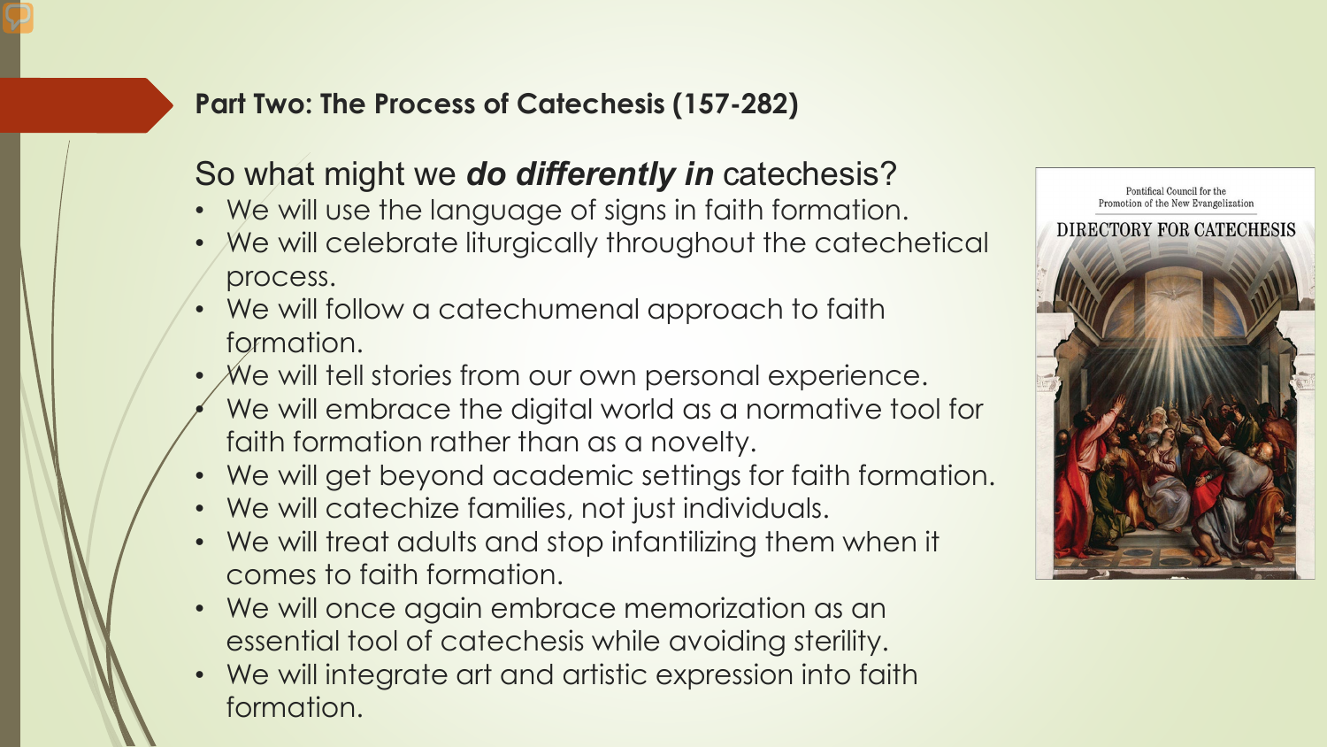## Part Two: The Process of Catechesis (157-282)

So what might we ***do differently in*** catechesis?

- We will use the language of signs in faith formation.
- We will celebrate liturgically throughout the catechetical process.
- We will follow a catechumenal approach to faith formation.
- We will tell stories from our own personal experience.
- We will embrace the digital world as a normative tool for faith formation rather than as a novelty.
- We will get beyond academic settings for faith formation.
- We will catechize families, not just individuals.
- We will treat adults and stop infantilizing them when it comes to faith formation.
- We will once again embrace memorization as an essential tool of catechesis while avoiding sterility.
- We will integrate art and artistic expression into faith formation.

Pontifical Council for the Promotion of the New Evangelization

DIRECTORY FOR CATECHESIS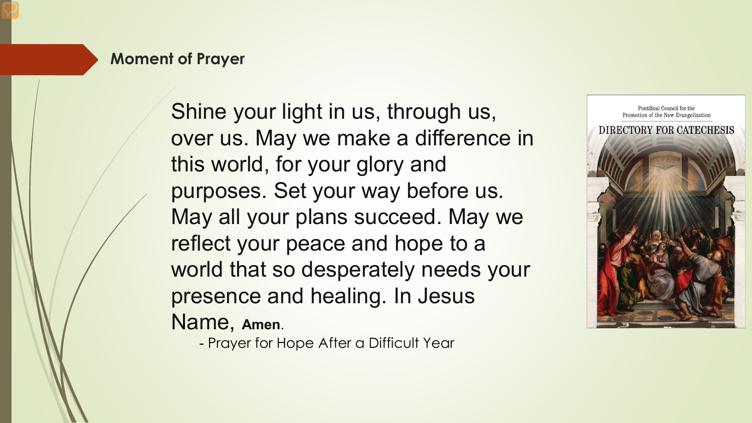## Moment of Prayer

Shine your light in us, through us, over us. May we make a difference in this world, for your glory and purposes. Set your way before us. May all your plans succeed. May we reflect your peace and hope to a world that so desperately needs your presence and healing. In Jesus Name, **Amen**.

- Prayer for Hope After a Difficult Year

Pontifical Council for the Promotion of the New Evangelization

DIRECTORY FOR CATECHESIS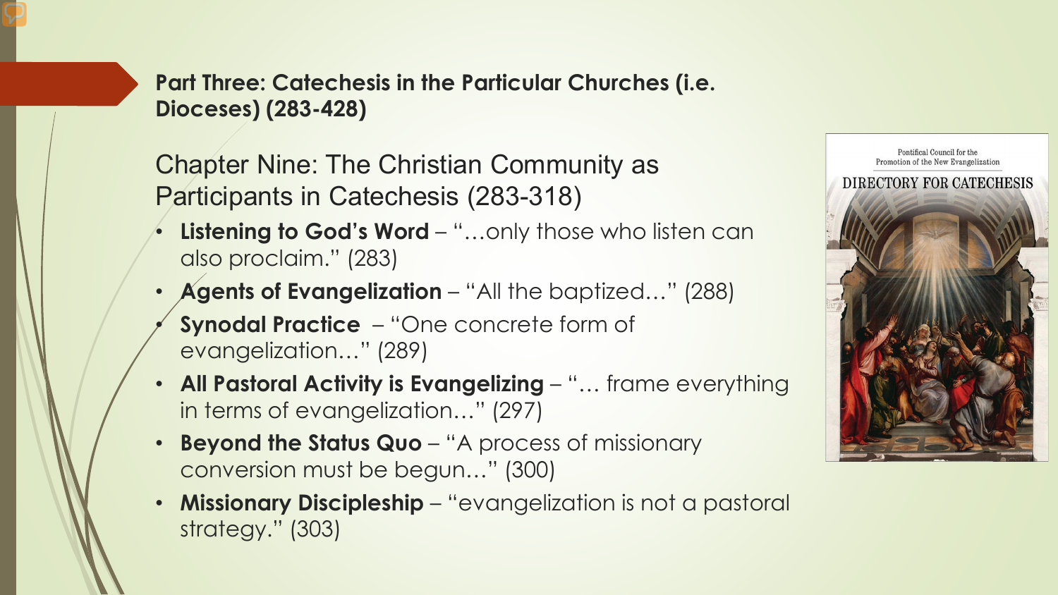## Part Three: Catechesis in the Particular Churches (i.e. Dioceses) (283-428)

### Chapter Nine: The Christian Community as Participants in Catechesis (283-318)

- **Listening to God's Word** – "…only those who listen can also proclaim." (283)
- **Agents of Evangelization** – "All the baptized…" (288)
- **Synodal Practice** – "One concrete form of evangelization…" (289)
- **All Pastoral Activity is Evangelizing** – "… frame everything in terms of evangelization…" (297)
- **Beyond the Status Quo** – "A process of missionary conversion must be begun…" (300)
- **Missionary Discipleship** – "evangelization is not a pastoral strategy." (303)

Pontifical Council for the Promotion of the New Evangelization

DIRECTORY FOR CATECHESIS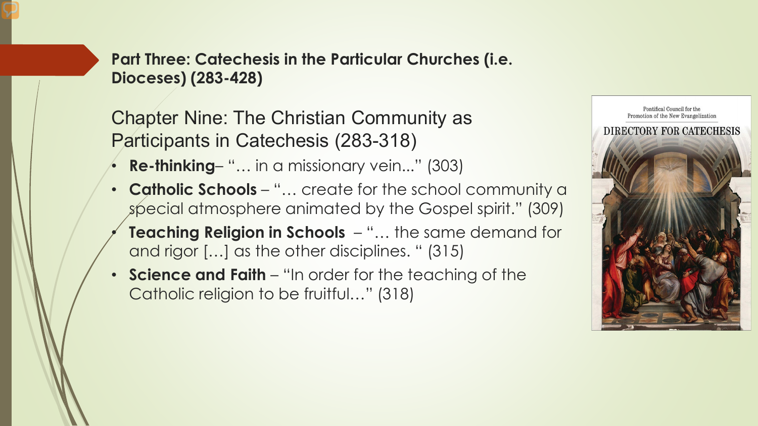## Part Three: Catechesis in the Particular Churches (i.e. Dioceses) (283-428)

### Chapter Nine: The Christian Community as Participants in Catechesis (283-318)

- **Re-thinking**– "… in a missionary vein..." (303)
- **Catholic Schools** – "… create for the school community a special atmosphere animated by the Gospel spirit." (309)
- **Teaching Religion in Schools** – "… the same demand for and rigor […] as the other disciplines. " (315)
- **Science and Faith** – "In order for the teaching of the Catholic religion to be fruitful…" (318)

Pontifical Council for the Promotion of the New Evangelization

DIRECTORY FOR CATECHESIS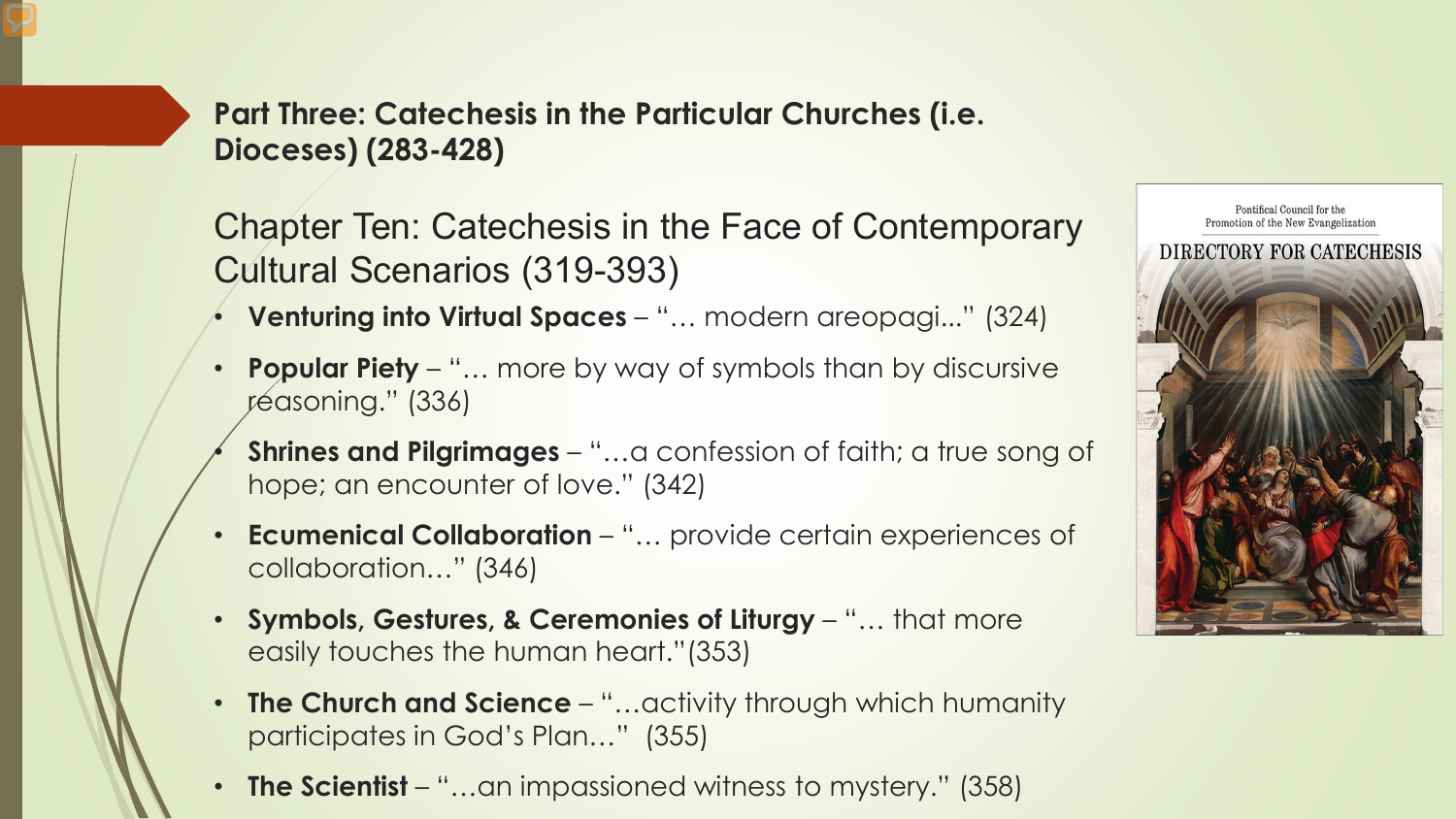## Part Three: Catechesis in the Particular Churches (i.e. Dioceses) (283-428)

### Chapter Ten: Catechesis in the Face of Contemporary Cultural Scenarios (319-393)

- **Venturing into Virtual Spaces** – "… modern areopagi..." (324)
- **Popular Piety** – "… more by way of symbols than by discursive reasoning." (336)
- **Shrines and Pilgrimages** – "…a confession of faith; a true song of hope; an encounter of love." (342)
- **Ecumenical Collaboration** – "… provide certain experiences of collaboration…" (346)
- **Symbols, Gestures, & Ceremonies of Liturgy** – "… that more easily touches the human heart."(353)
- **The Church and Science** – "…activity through which humanity participates in God's Plan…" (355)
- **The Scientist** – "…an impassioned witness to mystery." (358)

Pontifical Council for the Promotion of the New Evangelization

DIRECTORY FOR CATECHESIS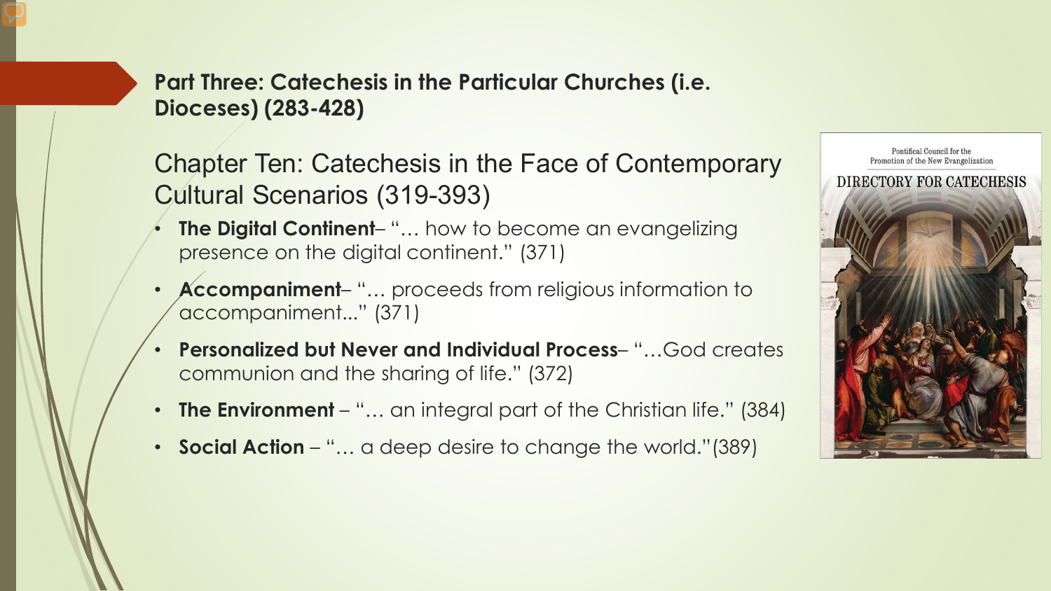## Part Three: Catechesis in the Particular Churches (i.e. Dioceses) (283-428)

### Chapter Ten: Catechesis in the Face of Contemporary Cultural Scenarios (319-393)

- **The Digital Continent**– "… how to become an evangelizing presence on the digital continent." (371)
- **Accompaniment**– "… proceeds from religious information to accompaniment..." (371)
- **Personalized but Never and Individual Process**– "…God creates communion and the sharing of life." (372)
- **The Environment** – "… an integral part of the Christian life." (384)
- **Social Action** – "… a deep desire to change the world."(389)

Pontifical Council for the Promotion of the New Evangelization

DIRECTORY FOR CATECHESIS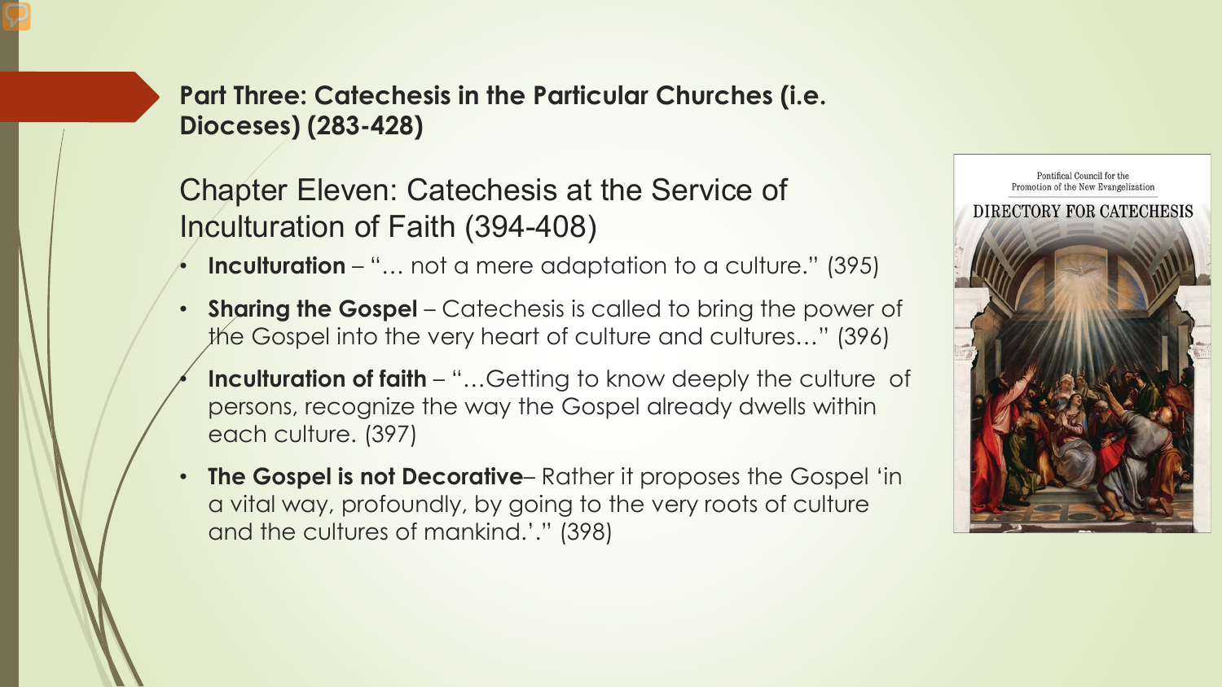## Part Three: Catechesis in the Particular Churches (i.e. Dioceses) (283-428)

### Chapter Eleven: Catechesis at the Service of Inculturation of Faith (394-408)

- **Inculturation** – "… not a mere adaptation to a culture." (395)
- **Sharing the Gospel** – Catechesis is called to bring the power of the Gospel into the very heart of culture and cultures…" (396)
- **Inculturation of faith** – "…Getting to know deeply the culture of persons, recognize the way the Gospel already dwells within each culture. (397)
- **The Gospel is not Decorative**– Rather it proposes the Gospel 'in a vital way, profoundly, by going to the very roots of culture and the cultures of mankind.'." (398)

Pontifical Council for the Promotion of the New Evangelization

DIRECTORY FOR CATECHESIS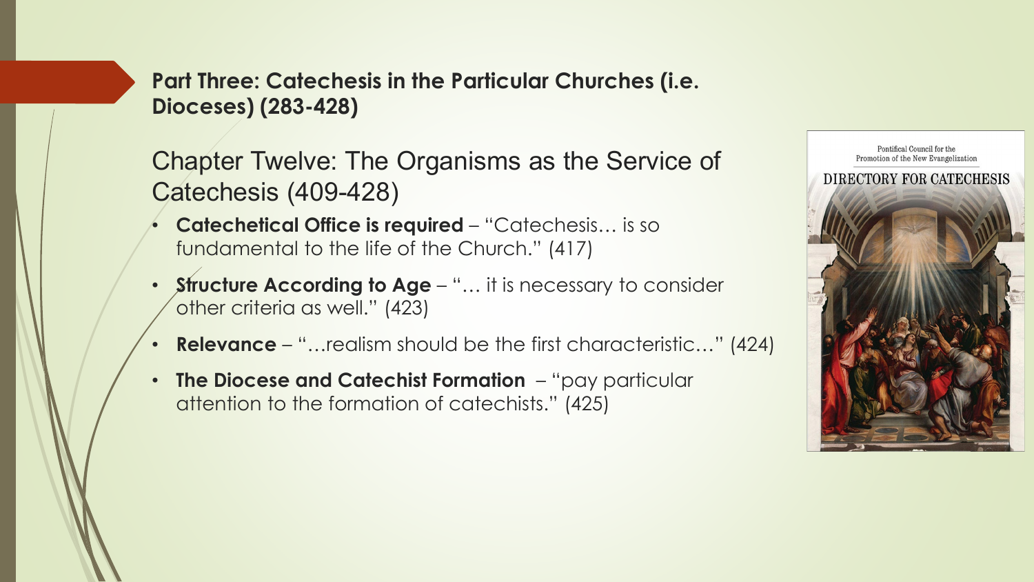## Part Three: Catechesis in the Particular Churches (i.e. Dioceses) (283-428)

### Chapter Twelve: The Organisms as the Service of Catechesis (409-428)

- **Catechetical Office is required** – "Catechesis… is so fundamental to the life of the Church." (417)
- **Structure According to Age** – "… it is necessary to consider other criteria as well." (423)
- **Relevance** – "…realism should be the first characteristic…" (424)
- **The Diocese and Catechist Formation** – "pay particular attention to the formation of catechists." (425)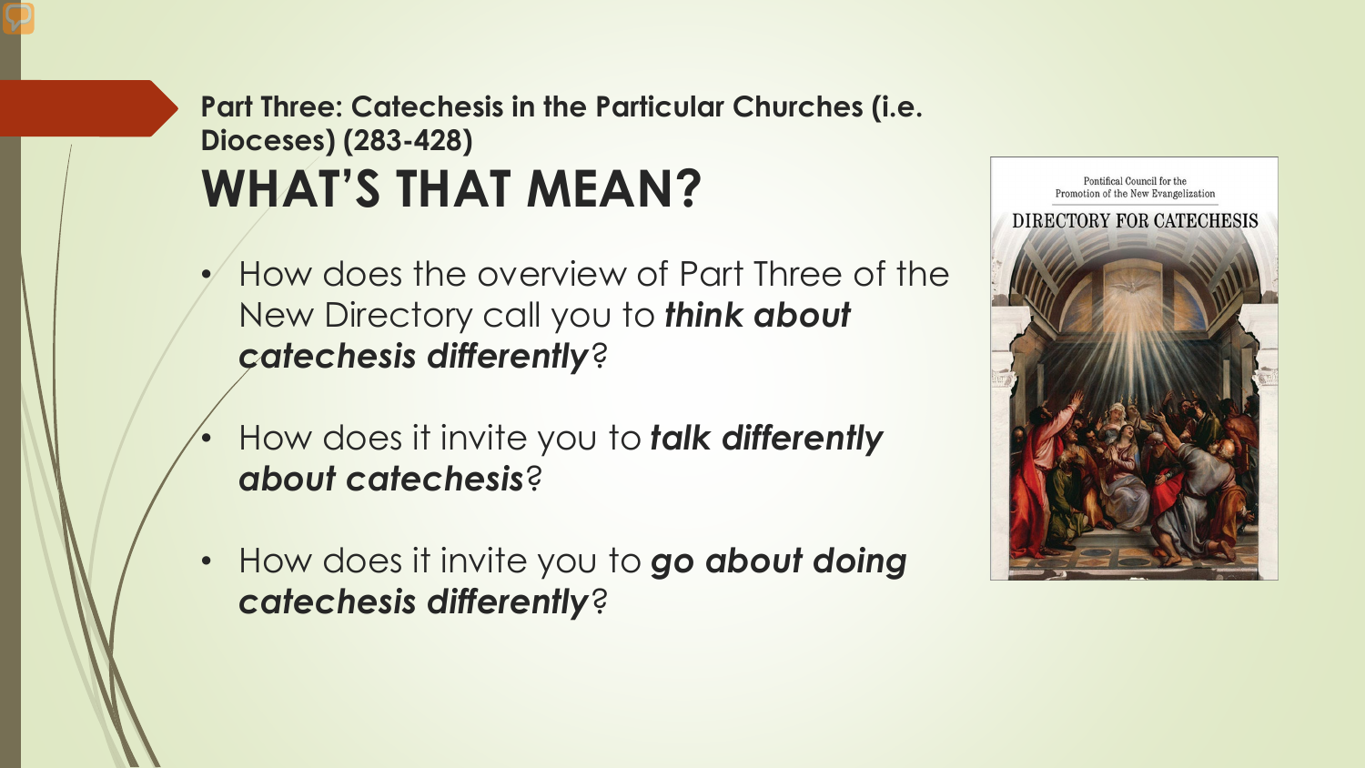**Part Three: Catechesis in the Particular Churches (i.e. Dioceses) (283-428)**

# WHAT'S THAT MEAN?

- How does the overview of Part Three of the New Directory call you to ***think about catechesis differently***?
- How does it invite you to ***talk differently about catechesis***?
- How does it invite you to ***go about doing catechesis differently***?